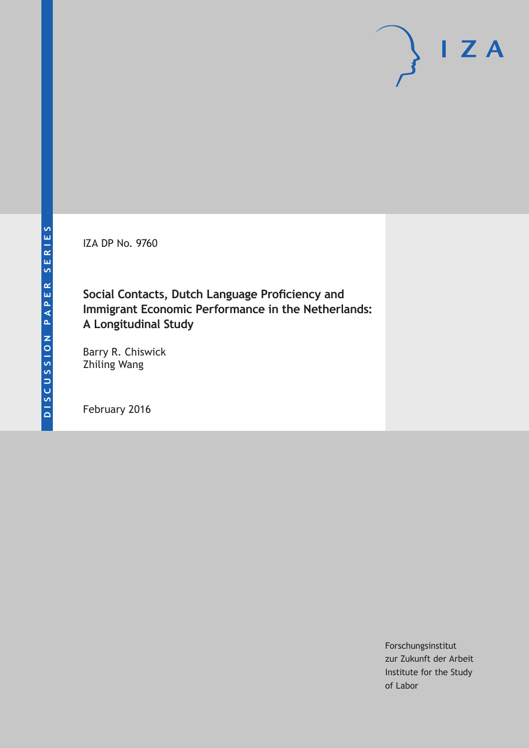DISCUSSION PAPER SERIES

IZA DP No. 9760

# Social Contacts, Dutch Language Proficiency and Immigrant Economic Performance in the Netherlands: A Longitudinal Study

Barry R. Chiswick
Zhiling Wang

February 2016

Forschungsinstitut
zur Zukunft der Arbeit
Institute for the Study
of Labor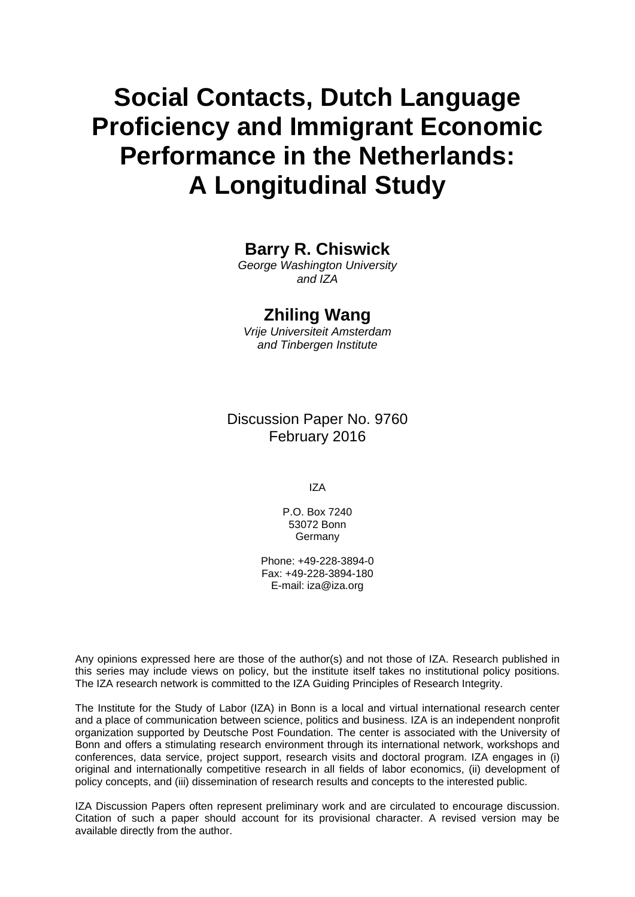# Social Contacts, Dutch Language Proficiency and Immigrant Economic Performance in the Netherlands: A Longitudinal Study

**Barry R. Chiswick**

*George Washington University and IZA*

**Zhiling Wang**

*Vrije Universiteit Amsterdam and Tinbergen Institute*

Discussion Paper No. 9760
February 2016

IZA

P.O. Box 7240
53072 Bonn
Germany

Phone: +49-228-3894-0
Fax: +49-228-3894-180
E-mail: iza@iza.org

Any opinions expressed here are those of the author(s) and not those of IZA. Research published in this series may include views on policy, but the institute itself takes no institutional policy positions. The IZA research network is committed to the IZA Guiding Principles of Research Integrity.

The Institute for the Study of Labor (IZA) in Bonn is a local and virtual international research center and a place of communication between science, politics and business. IZA is an independent nonprofit organization supported by Deutsche Post Foundation. The center is associated with the University of Bonn and offers a stimulating research environment through its international network, workshops and conferences, data service, project support, research visits and doctoral program. IZA engages in (i) original and internationally competitive research in all fields of labor economics, (ii) development of policy concepts, and (iii) dissemination of research results and concepts to the interested public.

IZA Discussion Papers often represent preliminary work and are circulated to encourage discussion. Citation of such a paper should account for its provisional character. A revised version may be available directly from the author.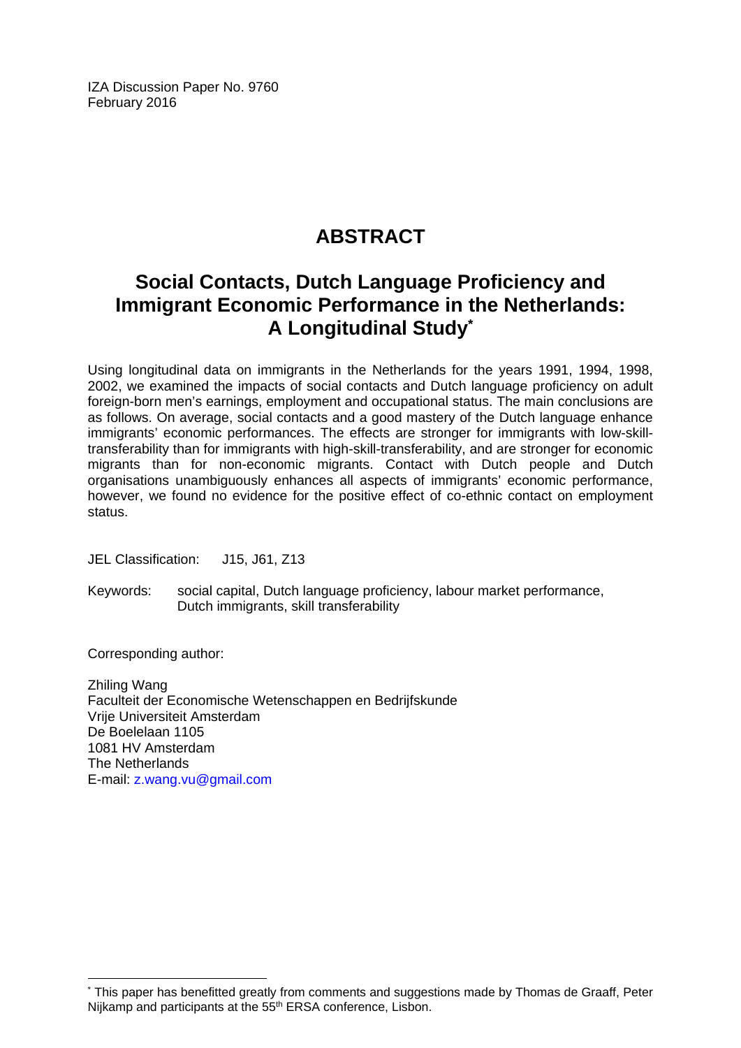IZA Discussion Paper No. 9760
February 2016

# ABSTRACT

## Social Contacts, Dutch Language Proficiency and Immigrant Economic Performance in the Netherlands: A Longitudinal Study*

Using longitudinal data on immigrants in the Netherlands for the years 1991, 1994, 1998, 2002, we examined the impacts of social contacts and Dutch language proficiency on adult foreign-born men's earnings, employment and occupational status. The main conclusions are as follows. On average, social contacts and a good mastery of the Dutch language enhance immigrants' economic performances. The effects are stronger for immigrants with low-skill-transferability than for immigrants with high-skill-transferability, and are stronger for economic migrants than for non-economic migrants. Contact with Dutch people and Dutch organisations unambiguously enhances all aspects of immigrants' economic performance, however, we found no evidence for the positive effect of co-ethnic contact on employment status.

JEL Classification: J15, J61, Z13

Keywords: social capital, Dutch language proficiency, labour market performance, Dutch immigrants, skill transferability

Corresponding author:

Zhiling Wang
Faculteit der Economische Wetenschappen en Bedrijfskunde
Vrije Universiteit Amsterdam
De Boelelaan 1105
1081 HV Amsterdam
The Netherlands
E-mail: z.wang.vu@gmail.com

---

* This paper has benefitted greatly from comments and suggestions made by Thomas de Graaff, Peter Nijkamp and participants at the 55th ERSA conference, Lisbon.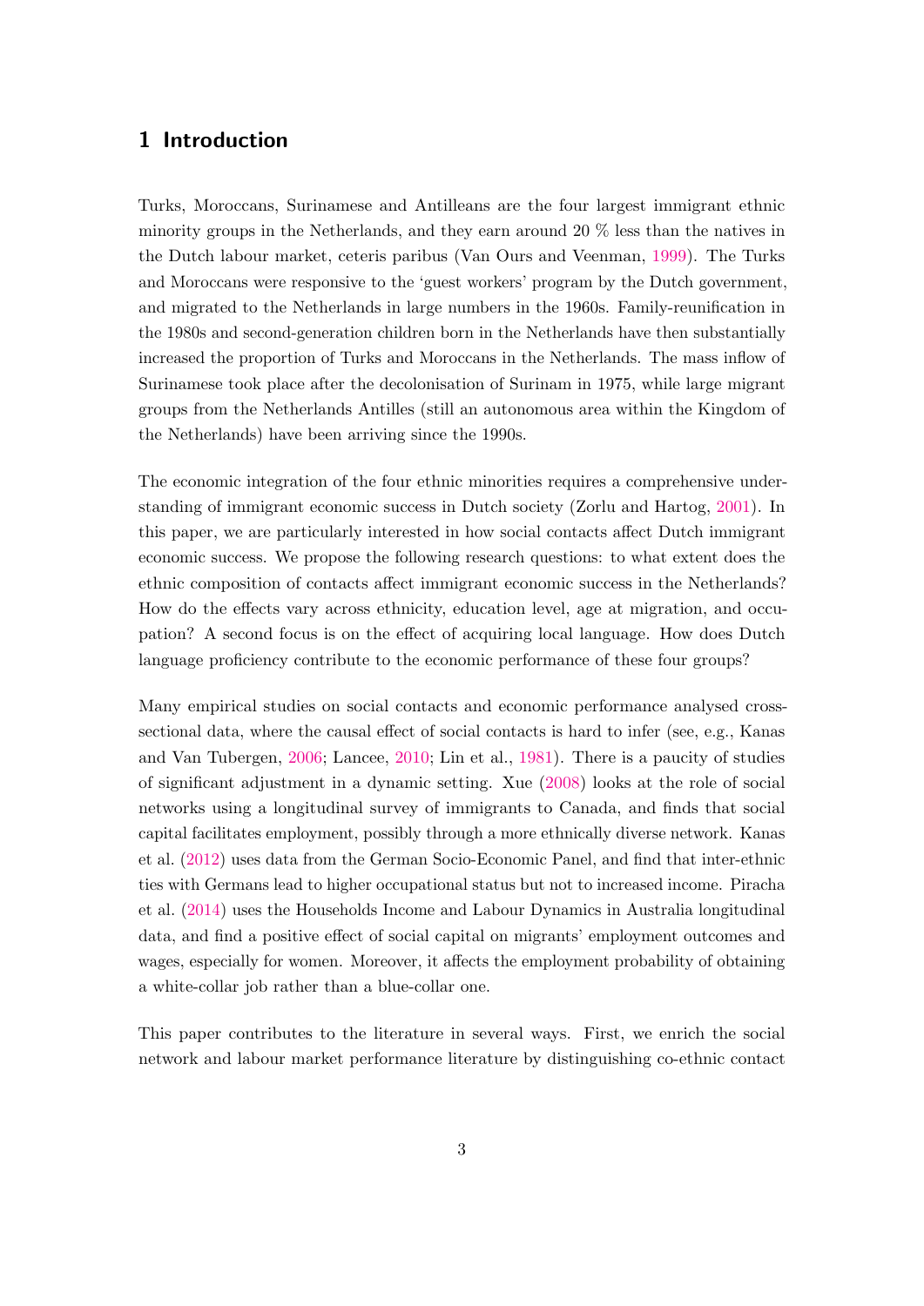# 1 Introduction

Turks, Moroccans, Surinamese and Antilleans are the four largest immigrant ethnic minority groups in the Netherlands, and they earn around 20 % less than the natives in the Dutch labour market, ceteris paribus (Van Ours and Veenman, 1999). The Turks and Moroccans were responsive to the 'guest workers' program by the Dutch government, and migrated to the Netherlands in large numbers in the 1960s. Family-reunification in the 1980s and second-generation children born in the Netherlands have then substantially increased the proportion of Turks and Moroccans in the Netherlands. The mass inflow of Surinamese took place after the decolonisation of Surinam in 1975, while large migrant groups from the Netherlands Antilles (still an autonomous area within the Kingdom of the Netherlands) have been arriving since the 1990s.

The economic integration of the four ethnic minorities requires a comprehensive understanding of immigrant economic success in Dutch society (Zorlu and Hartog, 2001). In this paper, we are particularly interested in how social contacts affect Dutch immigrant economic success. We propose the following research questions: to what extent does the ethnic composition of contacts affect immigrant economic success in the Netherlands? How do the effects vary across ethnicity, education level, age at migration, and occupation? A second focus is on the effect of acquiring local language. How does Dutch language proficiency contribute to the economic performance of these four groups?

Many empirical studies on social contacts and economic performance analysed cross-sectional data, where the causal effect of social contacts is hard to infer (see, e.g., Kanas and Van Tubergen, 2006; Lancee, 2010; Lin et al., 1981). There is a paucity of studies of significant adjustment in a dynamic setting. Xue (2008) looks at the role of social networks using a longitudinal survey of immigrants to Canada, and finds that social capital facilitates employment, possibly through a more ethnically diverse network. Kanas et al. (2012) uses data from the German Socio-Economic Panel, and find that inter-ethnic ties with Germans lead to higher occupational status but not to increased income. Piracha et al. (2014) uses the Households Income and Labour Dynamics in Australia longitudinal data, and find a positive effect of social capital on migrants' employment outcomes and wages, especially for women. Moreover, it affects the employment probability of obtaining a white-collar job rather than a blue-collar one.

This paper contributes to the literature in several ways. First, we enrich the social network and labour market performance literature by distinguishing co-ethnic contact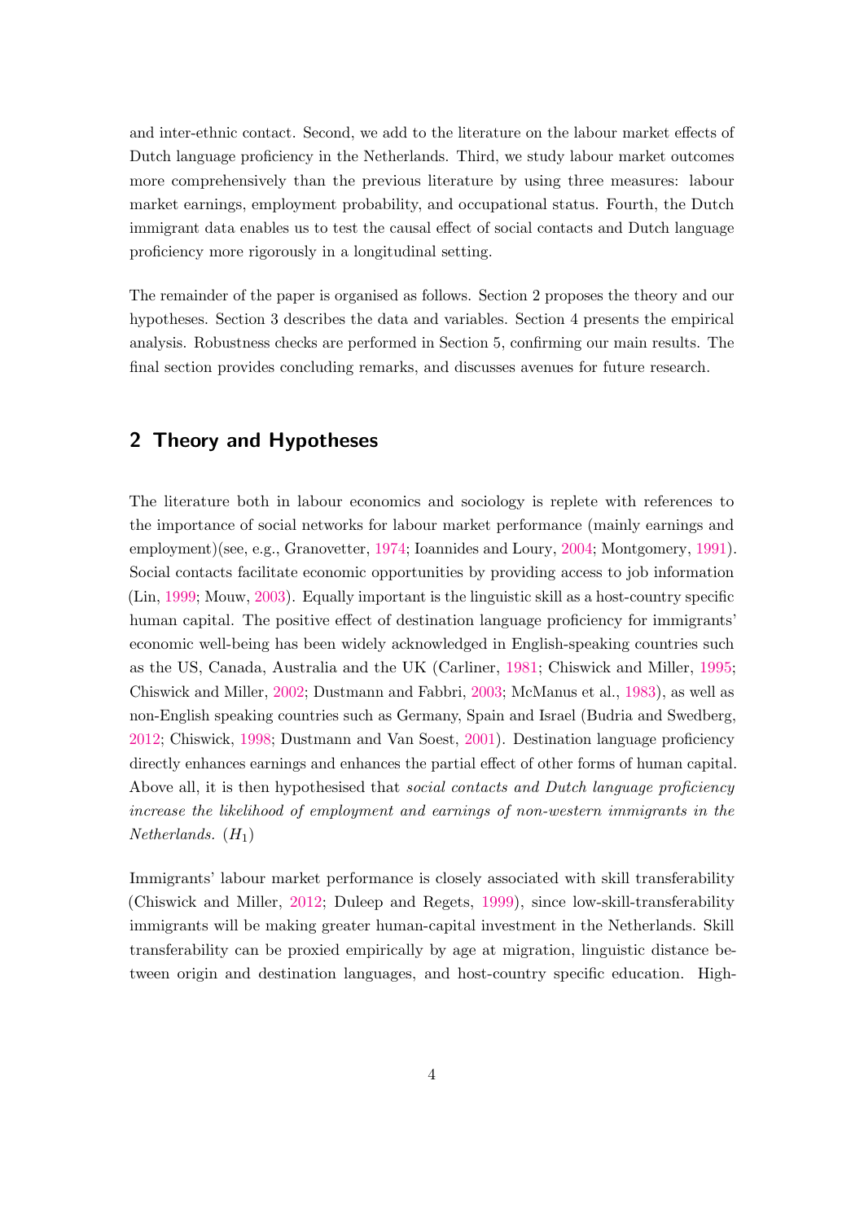and inter-ethnic contact. Second, we add to the literature on the labour market effects of Dutch language proficiency in the Netherlands. Third, we study labour market outcomes more comprehensively than the previous literature by using three measures: labour market earnings, employment probability, and occupational status. Fourth, the Dutch immigrant data enables us to test the causal effect of social contacts and Dutch language proficiency more rigorously in a longitudinal setting.

The remainder of the paper is organised as follows. Section 2 proposes the theory and our hypotheses. Section 3 describes the data and variables. Section 4 presents the empirical analysis. Robustness checks are performed in Section 5, confirming our main results. The final section provides concluding remarks, and discusses avenues for future research.

## 2 Theory and Hypotheses

The literature both in labour economics and sociology is replete with references to the importance of social networks for labour market performance (mainly earnings and employment)(see, e.g., Granovetter, 1974; Ioannides and Loury, 2004; Montgomery, 1991). Social contacts facilitate economic opportunities by providing access to job information (Lin, 1999; Mouw, 2003). Equally important is the linguistic skill as a host-country specific human capital. The positive effect of destination language proficiency for immigrants' economic well-being has been widely acknowledged in English-speaking countries such as the US, Canada, Australia and the UK (Carliner, 1981; Chiswick and Miller, 1995; Chiswick and Miller, 2002; Dustmann and Fabbri, 2003; McManus et al., 1983), as well as non-English speaking countries such as Germany, Spain and Israel (Budria and Swedberg, 2012; Chiswick, 1998; Dustmann and Van Soest, 2001). Destination language proficiency directly enhances earnings and enhances the partial effect of other forms of human capital. Above all, it is then hypothesised that *social contacts and Dutch language proficiency increase the likelihood of employment and earnings of non-western immigrants in the Netherlands.* ($H_1$)

Immigrants' labour market performance is closely associated with skill transferability (Chiswick and Miller, 2012; Duleep and Regets, 1999), since low-skill-transferability immigrants will be making greater human-capital investment in the Netherlands. Skill transferability can be proxied empirically by age at migration, linguistic distance between origin and destination languages, and host-country specific education. High-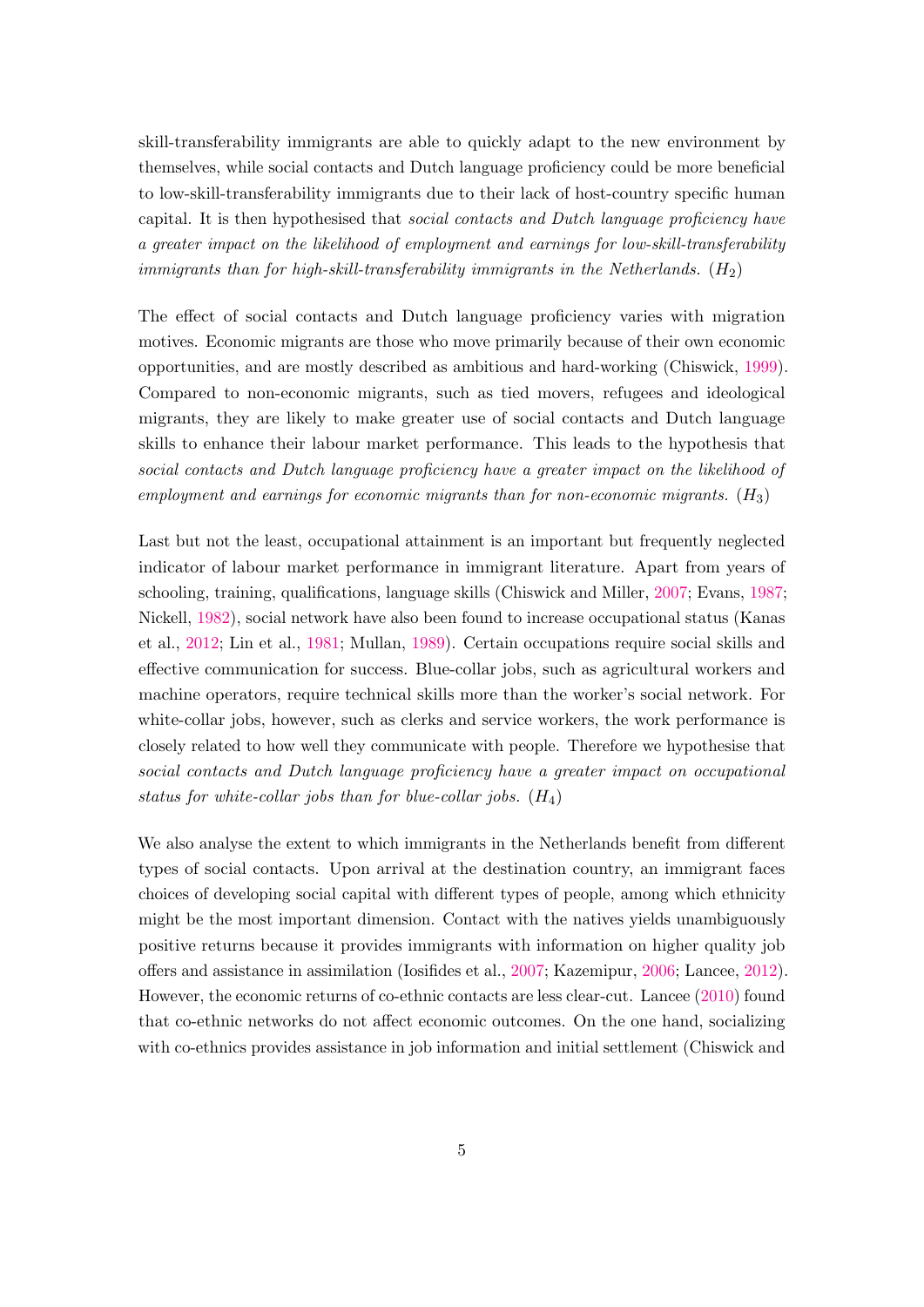skill-transferability immigrants are able to quickly adapt to the new environment by themselves, while social contacts and Dutch language proficiency could be more beneficial to low-skill-transferability immigrants due to their lack of host-country specific human capital. It is then hypothesised that *social contacts and Dutch language proficiency have a greater impact on the likelihood of employment and earnings for low-skill-transferability immigrants than for high-skill-transferability immigrants in the Netherlands.* ($H_2$)

The effect of social contacts and Dutch language proficiency varies with migration motives. Economic migrants are those who move primarily because of their own economic opportunities, and are mostly described as ambitious and hard-working (Chiswick, 1999). Compared to non-economic migrants, such as tied movers, refugees and ideological migrants, they are likely to make greater use of social contacts and Dutch language skills to enhance their labour market performance. This leads to the hypothesis that *social contacts and Dutch language proficiency have a greater impact on the likelihood of employment and earnings for economic migrants than for non-economic migrants.* ($H_3$)

Last but not the least, occupational attainment is an important but frequently neglected indicator of labour market performance in immigrant literature. Apart from years of schooling, training, qualifications, language skills (Chiswick and Miller, 2007; Evans, 1987; Nickell, 1982), social network have also been found to increase occupational status (Kanas et al., 2012; Lin et al., 1981; Mullan, 1989). Certain occupations require social skills and effective communication for success. Blue-collar jobs, such as agricultural workers and machine operators, require technical skills more than the worker's social network. For white-collar jobs, however, such as clerks and service workers, the work performance is closely related to how well they communicate with people. Therefore we hypothesise that *social contacts and Dutch language proficiency have a greater impact on occupational status for white-collar jobs than for blue-collar jobs.* ($H_4$)

We also analyse the extent to which immigrants in the Netherlands benefit from different types of social contacts. Upon arrival at the destination country, an immigrant faces choices of developing social capital with different types of people, among which ethnicity might be the most important dimension. Contact with the natives yields unambiguously positive returns because it provides immigrants with information on higher quality job offers and assistance in assimilation (Iosifides et al., 2007; Kazemipur, 2006; Lancee, 2012). However, the economic returns of co-ethnic contacts are less clear-cut. Lancee (2010) found that co-ethnic networks do not affect economic outcomes. On the one hand, socializing with co-ethnics provides assistance in job information and initial settlement (Chiswick and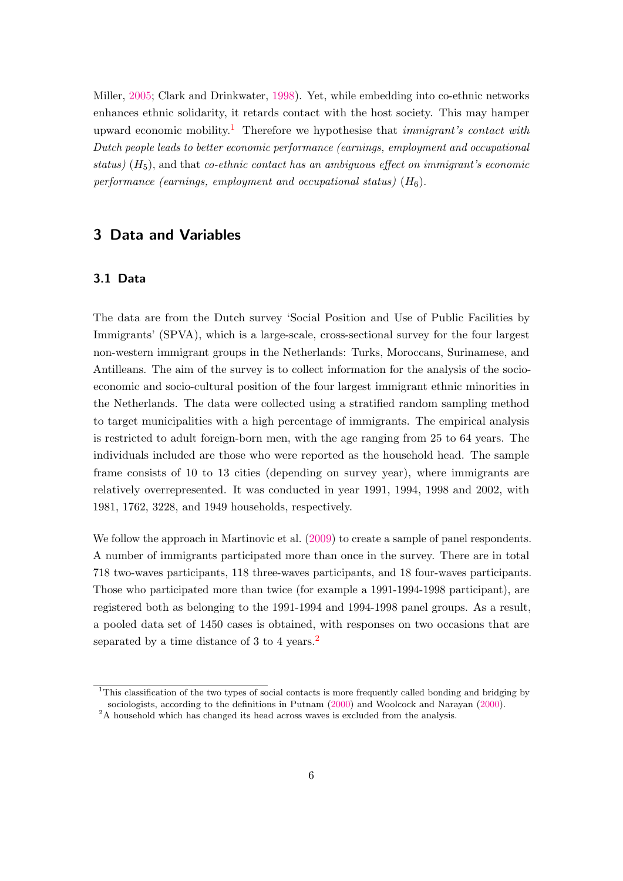Miller, 2005; Clark and Drinkwater, 1998). Yet, while embedding into co-ethnic networks enhances ethnic solidarity, it retards contact with the host society. This may hamper upward economic mobility.[1] Therefore we hypothesise that *immigrant's contact with Dutch people leads to better economic performance (earnings, employment and occupational status)* ($H_5$), and that *co-ethnic contact has an ambiguous effect on immigrant's economic performance (earnings, employment and occupational status)* ($H_6$).

## 3 Data and Variables

### 3.1 Data

The data are from the Dutch survey 'Social Position and Use of Public Facilities by Immigrants' (SPVA), which is a large-scale, cross-sectional survey for the four largest non-western immigrant groups in the Netherlands: Turks, Moroccans, Surinamese, and Antilleans. The aim of the survey is to collect information for the analysis of the socio-economic and socio-cultural position of the four largest immigrant ethnic minorities in the Netherlands. The data were collected using a stratified random sampling method to target municipalities with a high percentage of immigrants. The empirical analysis is restricted to adult foreign-born men, with the age ranging from 25 to 64 years. The individuals included are those who were reported as the household head. The sample frame consists of 10 to 13 cities (depending on survey year), where immigrants are relatively overrepresented. It was conducted in year 1991, 1994, 1998 and 2002, with 1981, 1762, 3228, and 1949 households, respectively.

We follow the approach in Martinovic et al. (2009) to create a sample of panel respondents. A number of immigrants participated more than once in the survey. There are in total 718 two-waves participants, 118 three-waves participants, and 18 four-waves participants. Those who participated more than twice (for example a 1991-1994-1998 participant), are registered both as belonging to the 1991-1994 and 1994-1998 panel groups. As a result, a pooled data set of 1450 cases is obtained, with responses on two occasions that are separated by a time distance of 3 to 4 years.[2]

[1] This classification of the two types of social contacts is more frequently called bonding and bridging by sociologists, according to the definitions in Putnam (2000) and Woolcock and Narayan (2000).

[2] A household which has changed its head across waves is excluded from the analysis.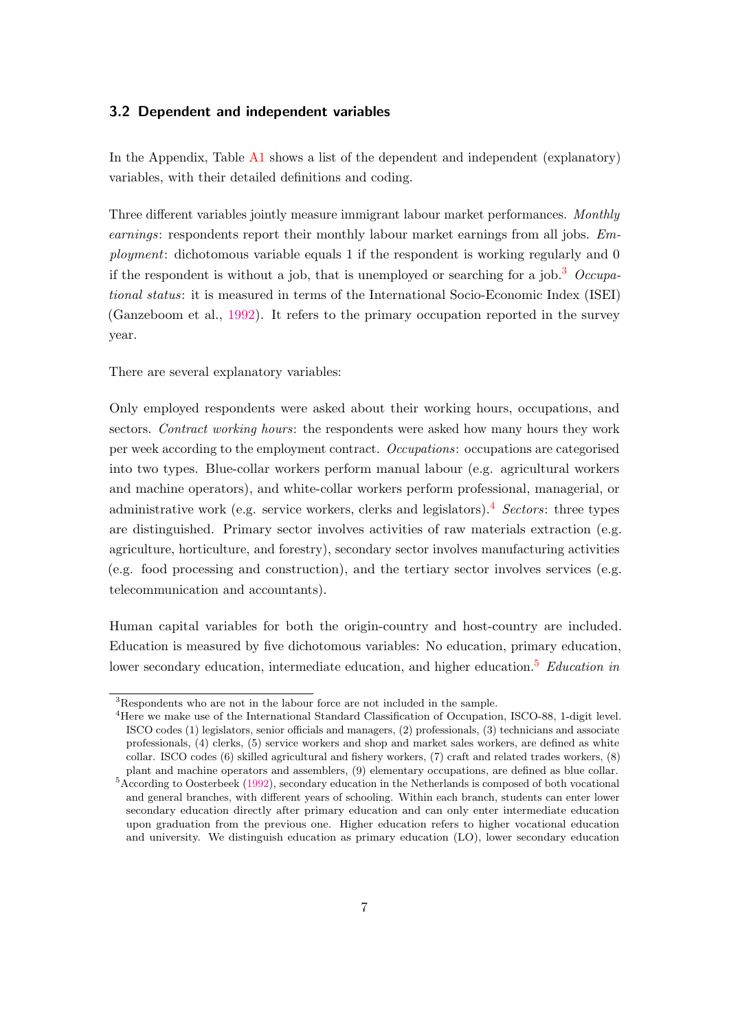### 3.2 Dependent and independent variables

In the Appendix, Table A1 shows a list of the dependent and independent (explanatory) variables, with their detailed definitions and coding.

Three different variables jointly measure immigrant labour market performances. *Monthly earnings*: respondents report their monthly labour market earnings from all jobs. *Employment*: dichotomous variable equals 1 if the respondent is working regularly and 0 if the respondent is without a job, that is unemployed or searching for a job.[3] *Occupational status*: it is measured in terms of the International Socio-Economic Index (ISEI) (Ganzeboom et al., 1992). It refers to the primary occupation reported in the survey year.

There are several explanatory variables:

Only employed respondents were asked about their working hours, occupations, and sectors. *Contract working hours*: the respondents were asked how many hours they work per week according to the employment contract. *Occupations*: occupations are categorised into two types. Blue-collar workers perform manual labour (e.g. agricultural workers and machine operators), and white-collar workers perform professional, managerial, or administrative work (e.g. service workers, clerks and legislators).[4] *Sectors*: three types are distinguished. Primary sector involves activities of raw materials extraction (e.g. agriculture, horticulture, and forestry), secondary sector involves manufacturing activities (e.g. food processing and construction), and the tertiary sector involves services (e.g. telecommunication and accountants).

Human capital variables for both the origin-country and host-country are included. Education is measured by five dichotomous variables: No education, primary education, lower secondary education, intermediate education, and higher education.[5] *Education in*

---

[3] Respondents who are not in the labour force are not included in the sample.

[4] Here we make use of the International Standard Classification of Occupation, ISCO-88, 1-digit level. ISCO codes (1) legislators, senior officials and managers, (2) professionals, (3) technicians and associate professionals, (4) clerks, (5) service workers and shop and market sales workers, are defined as white collar. ISCO codes (6) skilled agricultural and fishery workers, (7) craft and related trades workers, (8) plant and machine operators and assemblers, (9) elementary occupations, are defined as blue collar.

[5] According to Oosterbeek (1992), secondary education in the Netherlands is composed of both vocational and general branches, with different years of schooling. Within each branch, students can enter lower secondary education directly after primary education and can only enter intermediate education upon graduation from the previous one. Higher education refers to higher vocational education and university. We distinguish education as primary education (LO), lower secondary education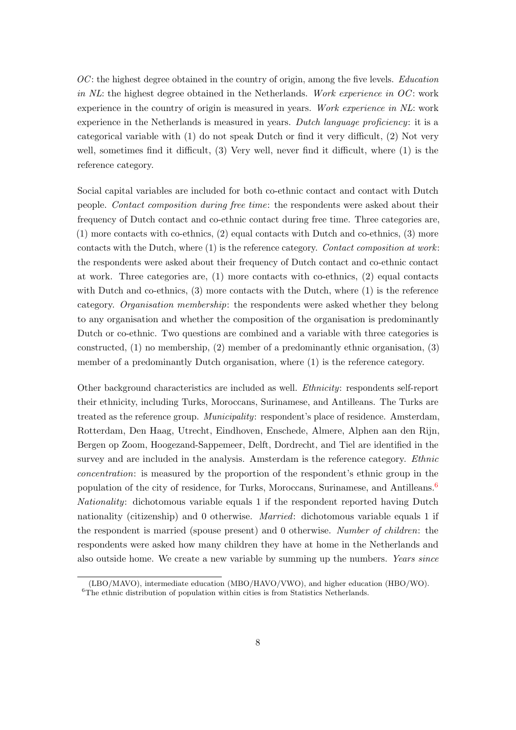*OC*: the highest degree obtained in the country of origin, among the five levels. *Education in NL*: the highest degree obtained in the Netherlands. *Work experience in OC*: work experience in the country of origin is measured in years. *Work experience in NL*: work experience in the Netherlands is measured in years. *Dutch language proficiency*: it is a categorical variable with (1) do not speak Dutch or find it very difficult, (2) Not very well, sometimes find it difficult, (3) Very well, never find it difficult, where (1) is the reference category.

Social capital variables are included for both co-ethnic contact and contact with Dutch people. *Contact composition during free time*: the respondents were asked about their frequency of Dutch contact and co-ethnic contact during free time. Three categories are, (1) more contacts with co-ethnics, (2) equal contacts with Dutch and co-ethnics, (3) more contacts with the Dutch, where (1) is the reference category. *Contact composition at work*: the respondents were asked about their frequency of Dutch contact and co-ethnic contact at work. Three categories are, (1) more contacts with co-ethnics, (2) equal contacts with Dutch and co-ethnics, (3) more contacts with the Dutch, where (1) is the reference category. *Organisation membership*: the respondents were asked whether they belong to any organisation and whether the composition of the organisation is predominantly Dutch or co-ethnic. Two questions are combined and a variable with three categories is constructed, (1) no membership, (2) member of a predominantly ethnic organisation, (3) member of a predominantly Dutch organisation, where (1) is the reference category.

Other background characteristics are included as well. *Ethnicity*: respondents self-report their ethnicity, including Turks, Moroccans, Surinamese, and Antilleans. The Turks are treated as the reference group. *Municipality*: respondent's place of residence. Amsterdam, Rotterdam, Den Haag, Utrecht, Eindhoven, Enschede, Almere, Alphen aan den Rijn, Bergen op Zoom, Hoogezand-Sappemeer, Delft, Dordrecht, and Tiel are identified in the survey and are included in the analysis. Amsterdam is the reference category. *Ethnic concentration*: is measured by the proportion of the respondent's ethnic group in the population of the city of residence, for Turks, Moroccans, Surinamese, and Antilleans.[6] *Nationality*: dichotomous variable equals 1 if the respondent reported having Dutch nationality (citizenship) and 0 otherwise. *Married*: dichotomous variable equals 1 if the respondent is married (spouse present) and 0 otherwise. *Number of children*: the respondents were asked how many children they have at home in the Netherlands and also outside home. We create a new variable by summing up the numbers. *Years since*

(LBO/MAVO), intermediate education (MBO/HAVO/VWO), and higher education (HBO/WO).

[6] The ethnic distribution of population within cities is from Statistics Netherlands.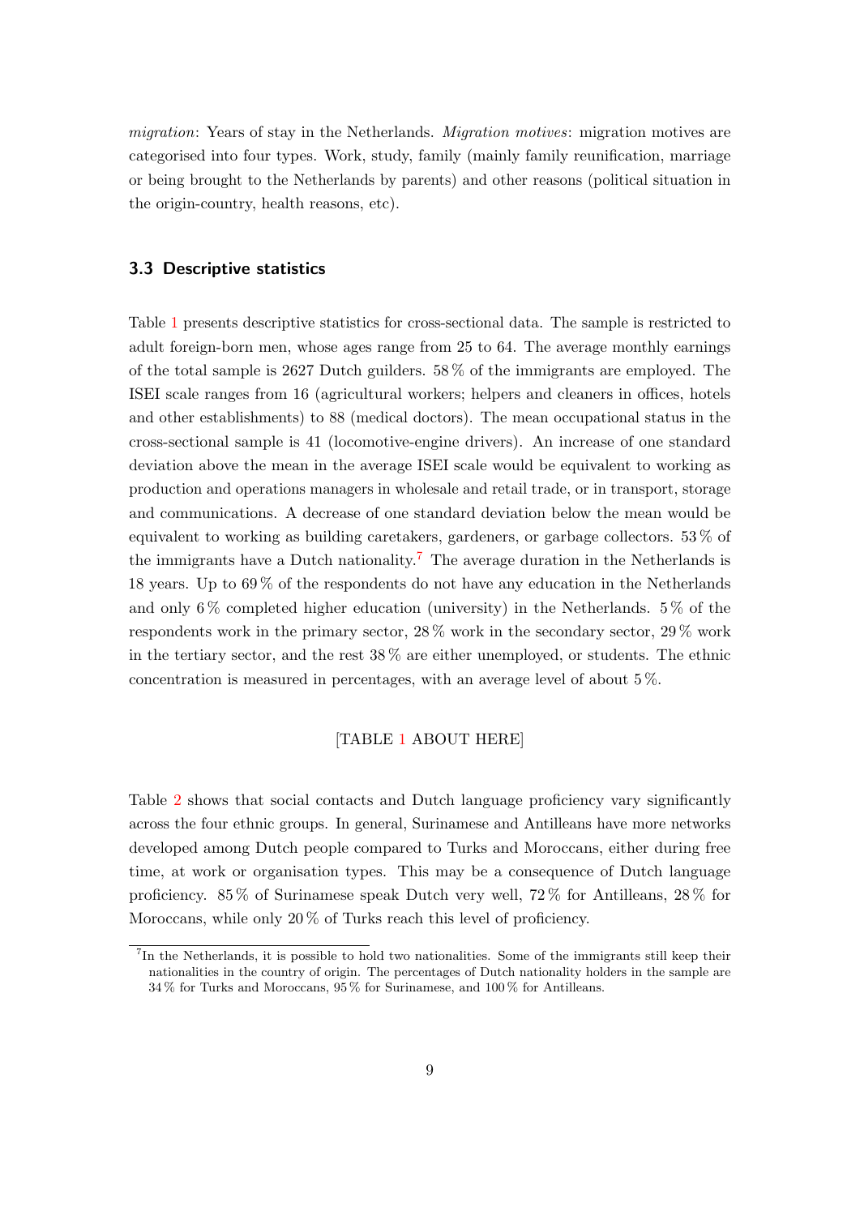*migration*: Years of stay in the Netherlands. *Migration motives*: migration motives are categorised into four types. Work, study, family (mainly family reunification, marriage or being brought to the Netherlands by parents) and other reasons (political situation in the origin-country, health reasons, etc).

### 3.3 Descriptive statistics

Table 1 presents descriptive statistics for cross-sectional data. The sample is restricted to adult foreign-born men, whose ages range from 25 to 64. The average monthly earnings of the total sample is 2627 Dutch guilders. 58 % of the immigrants are employed. The ISEI scale ranges from 16 (agricultural workers; helpers and cleaners in offices, hotels and other establishments) to 88 (medical doctors). The mean occupational status in the cross-sectional sample is 41 (locomotive-engine drivers). An increase of one standard deviation above the mean in the average ISEI scale would be equivalent to working as production and operations managers in wholesale and retail trade, or in transport, storage and communications. A decrease of one standard deviation below the mean would be equivalent to working as building caretakers, gardeners, or garbage collectors. 53 % of the immigrants have a Dutch nationality.[7] The average duration in the Netherlands is 18 years. Up to 69 % of the respondents do not have any education in the Netherlands and only 6 % completed higher education (university) in the Netherlands. 5 % of the respondents work in the primary sector, 28 % work in the secondary sector, 29 % work in the tertiary sector, and the rest 38 % are either unemployed, or students. The ethnic concentration is measured in percentages, with an average level of about 5 %.

[TABLE 1 ABOUT HERE]

Table 2 shows that social contacts and Dutch language proficiency vary significantly across the four ethnic groups. In general, Surinamese and Antilleans have more networks developed among Dutch people compared to Turks and Moroccans, either during free time, at work or organisation types. This may be a consequence of Dutch language proficiency. 85 % of Surinamese speak Dutch very well, 72 % for Antilleans, 28 % for Moroccans, while only 20 % of Turks reach this level of proficiency.

[7] In the Netherlands, it is possible to hold two nationalities. Some of the immigrants still keep their nationalities in the country of origin. The percentages of Dutch nationality holders in the sample are 34 % for Turks and Moroccans, 95 % for Surinamese, and 100 % for Antilleans.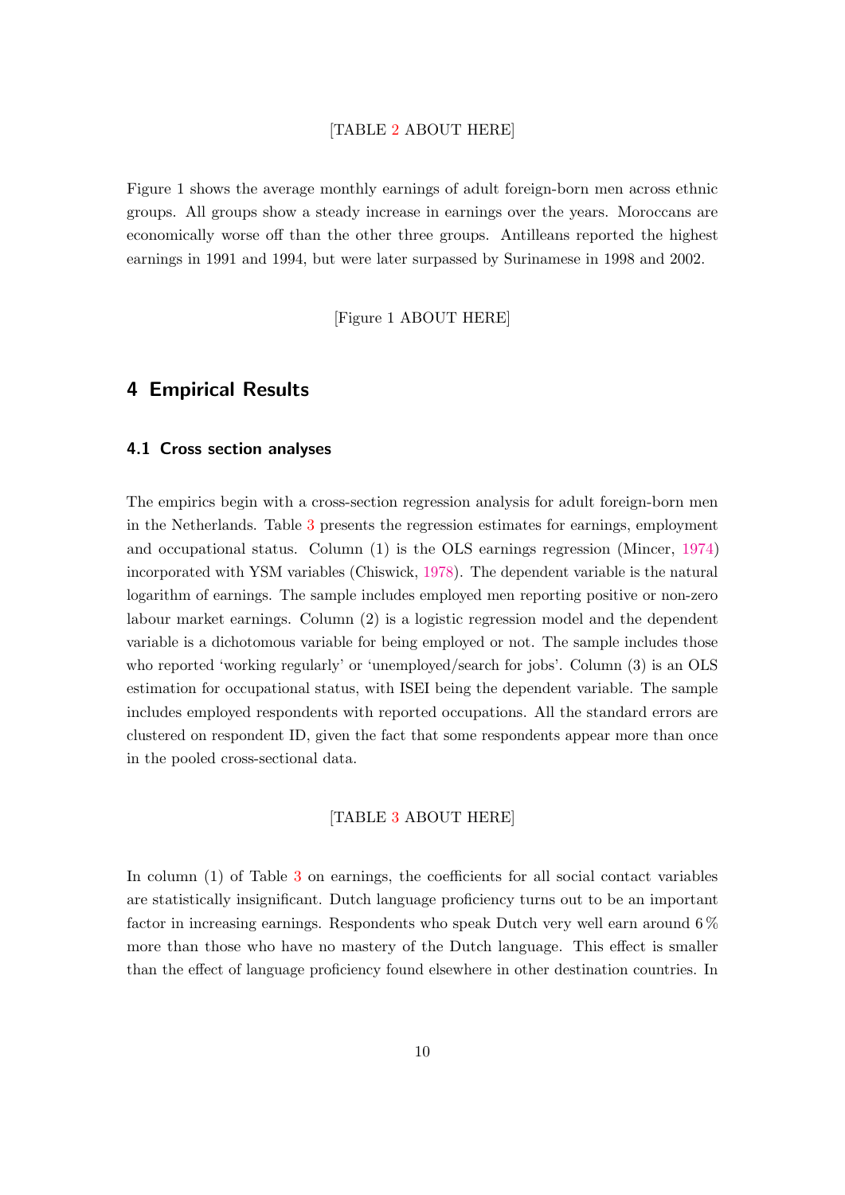[TABLE 2 ABOUT HERE]

Figure 1 shows the average monthly earnings of adult foreign-born men across ethnic groups. All groups show a steady increase in earnings over the years. Moroccans are economically worse off than the other three groups. Antilleans reported the highest earnings in 1991 and 1994, but were later surpassed by Surinamese in 1998 and 2002.

[Figure 1 ABOUT HERE]

## 4 Empirical Results

### 4.1 Cross section analyses

The empirics begin with a cross-section regression analysis for adult foreign-born men in the Netherlands. Table 3 presents the regression estimates for earnings, employment and occupational status. Column (1) is the OLS earnings regression (Mincer, 1974) incorporated with YSM variables (Chiswick, 1978). The dependent variable is the natural logarithm of earnings. The sample includes employed men reporting positive or non-zero labour market earnings. Column (2) is a logistic regression model and the dependent variable is a dichotomous variable for being employed or not. The sample includes those who reported 'working regularly' or 'unemployed/search for jobs'. Column (3) is an OLS estimation for occupational status, with ISEI being the dependent variable. The sample includes employed respondents with reported occupations. All the standard errors are clustered on respondent ID, given the fact that some respondents appear more than once in the pooled cross-sectional data.

[TABLE 3 ABOUT HERE]

In column (1) of Table 3 on earnings, the coefficients for all social contact variables are statistically insignificant. Dutch language proficiency turns out to be an important factor in increasing earnings. Respondents who speak Dutch very well earn around 6 % more than those who have no mastery of the Dutch language. This effect is smaller than the effect of language proficiency found elsewhere in other destination countries. In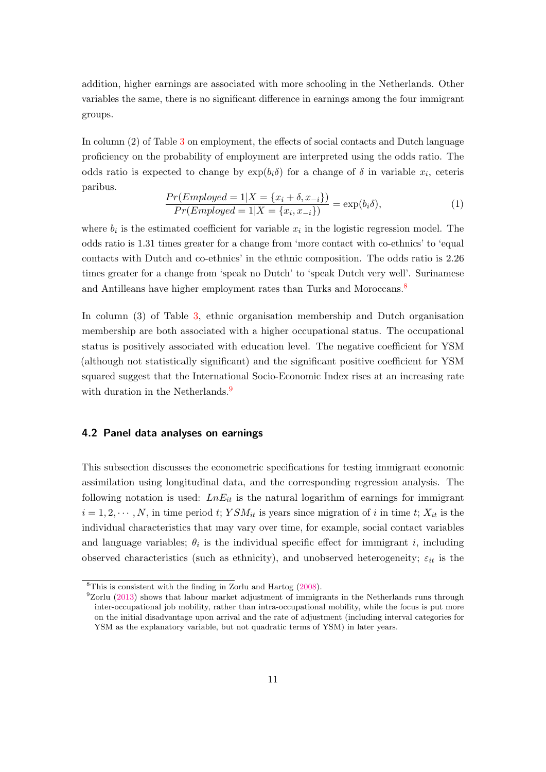addition, higher earnings are associated with more schooling in the Netherlands. Other variables the same, there is no significant difference in earnings among the four immigrant groups.

In column (2) of Table 3 on employment, the effects of social contacts and Dutch language proficiency on the probability of employment are interpreted using the odds ratio. The odds ratio is expected to change by $\exp(b_i\delta)$ for a change of $\delta$ in variable $x_i$, ceteris paribus.

$$\frac{Pr(Employed = 1|X = \{x_i + \delta, x_{-i}\})}{Pr(Employed = 1|X = \{x_i, x_{-i}\})} = \exp(b_i\delta), \tag{1}$$

where $b_i$ is the estimated coefficient for variable $x_i$ in the logistic regression model. The odds ratio is 1.31 times greater for a change from 'more contact with co-ethnics' to 'equal contacts with Dutch and co-ethnics' in the ethnic composition. The odds ratio is 2.26 times greater for a change from 'speak no Dutch' to 'speak Dutch very well'. Surinamese and Antilleans have higher employment rates than Turks and Moroccans.[8]

In column (3) of Table 3, ethnic organisation membership and Dutch organisation membership are both associated with a higher occupational status. The occupational status is positively associated with education level. The negative coefficient for YSM (although not statistically significant) and the significant positive coefficient for YSM squared suggest that the International Socio-Economic Index rises at an increasing rate with duration in the Netherlands.[9]

### 4.2 Panel data analyses on earnings

This subsection discusses the econometric specifications for testing immigrant economic assimilation using longitudinal data, and the corresponding regression analysis. The following notation is used: $LnE_{it}$ is the natural logarithm of earnings for immigrant $i = 1, 2, \cdots, N$, in time period $t$; $YSM_{it}$ is years since migration of $i$ in time $t$; $X_{it}$ is the individual characteristics that may vary over time, for example, social contact variables and language variables; $\theta_i$ is the individual specific effect for immigrant $i$, including observed characteristics (such as ethnicity), and unobserved heterogeneity; $\varepsilon_{it}$ is the

[8] This is consistent with the finding in Zorlu and Hartog (2008).

[9] Zorlu (2013) shows that labour market adjustment of immigrants in the Netherlands runs through inter-occupational job mobility, rather than intra-occupational mobility, while the focus is put more on the initial disadvantage upon arrival and the rate of adjustment (including interval categories for YSM as the explanatory variable, but not quadratic terms of YSM) in later years.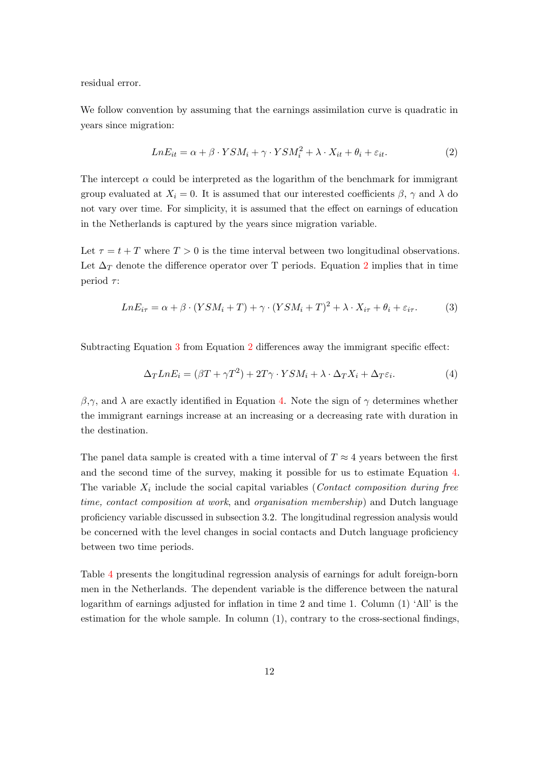residual error.

We follow convention by assuming that the earnings assimilation curve is quadratic in years since migration:

$$LnE_{it} = \alpha + \beta \cdot YSM_i + \gamma \cdot YSM_i^2 + \lambda \cdot X_{it} + \theta_i + \varepsilon_{it}. \tag{2}$$

The intercept $\alpha$ could be interpreted as the logarithm of the benchmark for immigrant group evaluated at $X_i = 0$. It is assumed that our interested coefficients $\beta$, $\gamma$ and $\lambda$ do not vary over time. For simplicity, it is assumed that the effect on earnings of education in the Netherlands is captured by the years since migration variable.

Let $\tau = t + T$ where $T > 0$ is the time interval between two longitudinal observations. Let $\Delta_T$ denote the difference operator over T periods. Equation 2 implies that in time period $\tau$:

$$LnE_{i\tau} = \alpha + \beta \cdot (YSM_i + T) + \gamma \cdot (YSM_i + T)^2 + \lambda \cdot X_{i\tau} + \theta_i + \varepsilon_{i\tau}. \tag{3}$$

Subtracting Equation 3 from Equation 2 differences away the immigrant specific effect:

$$\Delta_T LnE_i = (\beta T + \gamma T^2) + 2T\gamma \cdot YSM_i + \lambda \cdot \Delta_T X_i + \Delta_T \varepsilon_i. \tag{4}$$

$\beta$,$\gamma$, and $\lambda$ are exactly identified in Equation 4. Note the sign of $\gamma$ determines whether the immigrant earnings increase at an increasing or a decreasing rate with duration in the destination.

The panel data sample is created with a time interval of $T \approx 4$ years between the first and the second time of the survey, making it possible for us to estimate Equation 4. The variable $X_i$ include the social capital variables (*Contact composition during free time, contact composition at work*, and *organisation membership*) and Dutch language proficiency variable discussed in subsection 3.2. The longitudinal regression analysis would be concerned with the level changes in social contacts and Dutch language proficiency between two time periods.

Table 4 presents the longitudinal regression analysis of earnings for adult foreign-born men in the Netherlands. The dependent variable is the difference between the natural logarithm of earnings adjusted for inflation in time 2 and time 1. Column (1) 'All' is the estimation for the whole sample. In column (1), contrary to the cross-sectional findings,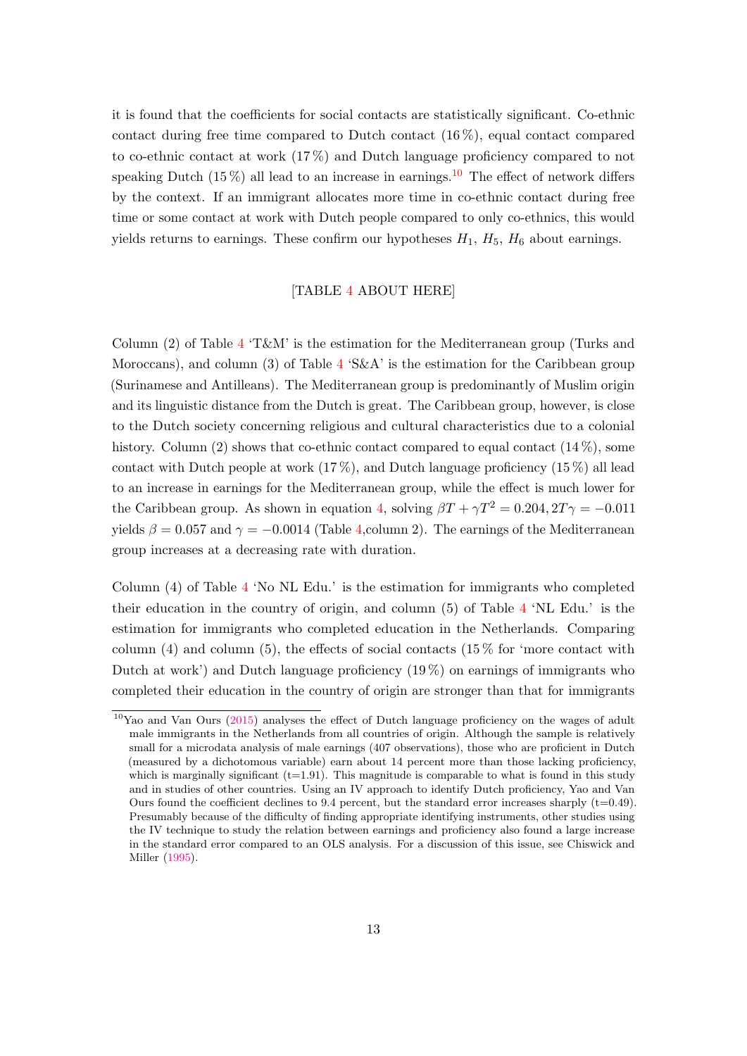it is found that the coefficients for social contacts are statistically significant. Co-ethnic contact during free time compared to Dutch contact (16 %), equal contact compared to co-ethnic contact at work (17 %) and Dutch language proficiency compared to not speaking Dutch (15 %) all lead to an increase in earnings.[10] The effect of network differs by the context. If an immigrant allocates more time in co-ethnic contact during free time or some contact at work with Dutch people compared to only co-ethnics, this would yields returns to earnings. These confirm our hypotheses $H_1$, $H_5$, $H_6$ about earnings.

[TABLE 4 ABOUT HERE]

Column (2) of Table 4 'T&M' is the estimation for the Mediterranean group (Turks and Moroccans), and column (3) of Table 4 'S&A' is the estimation for the Caribbean group (Surinamese and Antilleans). The Mediterranean group is predominantly of Muslim origin and its linguistic distance from the Dutch is great. The Caribbean group, however, is close to the Dutch society concerning religious and cultural characteristics due to a colonial history. Column (2) shows that co-ethnic contact compared to equal contact (14 %), some contact with Dutch people at work (17 %), and Dutch language proficiency (15 %) all lead to an increase in earnings for the Mediterranean group, while the effect is much lower for the Caribbean group. As shown in equation 4, solving $\beta T + \gamma T^2 = 0.204, 2T\gamma = -0.011$ yields $\beta = 0.057$ and $\gamma = -0.0014$ (Table 4,column 2). The earnings of the Mediterranean group increases at a decreasing rate with duration.

Column (4) of Table 4 'No NL Edu.' is the estimation for immigrants who completed their education in the country of origin, and column (5) of Table 4 'NL Edu.' is the estimation for immigrants who completed education in the Netherlands. Comparing column (4) and column (5), the effects of social contacts (15 % for 'more contact with Dutch at work') and Dutch language proficiency (19 %) on earnings of immigrants who completed their education in the country of origin are stronger than that for immigrants

[10] Yao and Van Ours (2015) analyses the effect of Dutch language proficiency on the wages of adult male immigrants in the Netherlands from all countries of origin. Although the sample is relatively small for a microdata analysis of male earnings (407 observations), those who are proficient in Dutch (measured by a dichotomous variable) earn about 14 percent more than those lacking proficiency, which is marginally significant (t=1.91). This magnitude is comparable to what is found in this study and in studies of other countries. Using an IV approach to identify Dutch proficiency, Yao and Van Ours found the coefficient declines to 9.4 percent, but the standard error increases sharply (t=0.49). Presumably because of the difficulty of finding appropriate identifying instruments, other studies using the IV technique to study the relation between earnings and proficiency also found a large increase in the standard error compared to an OLS analysis. For a discussion of this issue, see Chiswick and Miller (1995).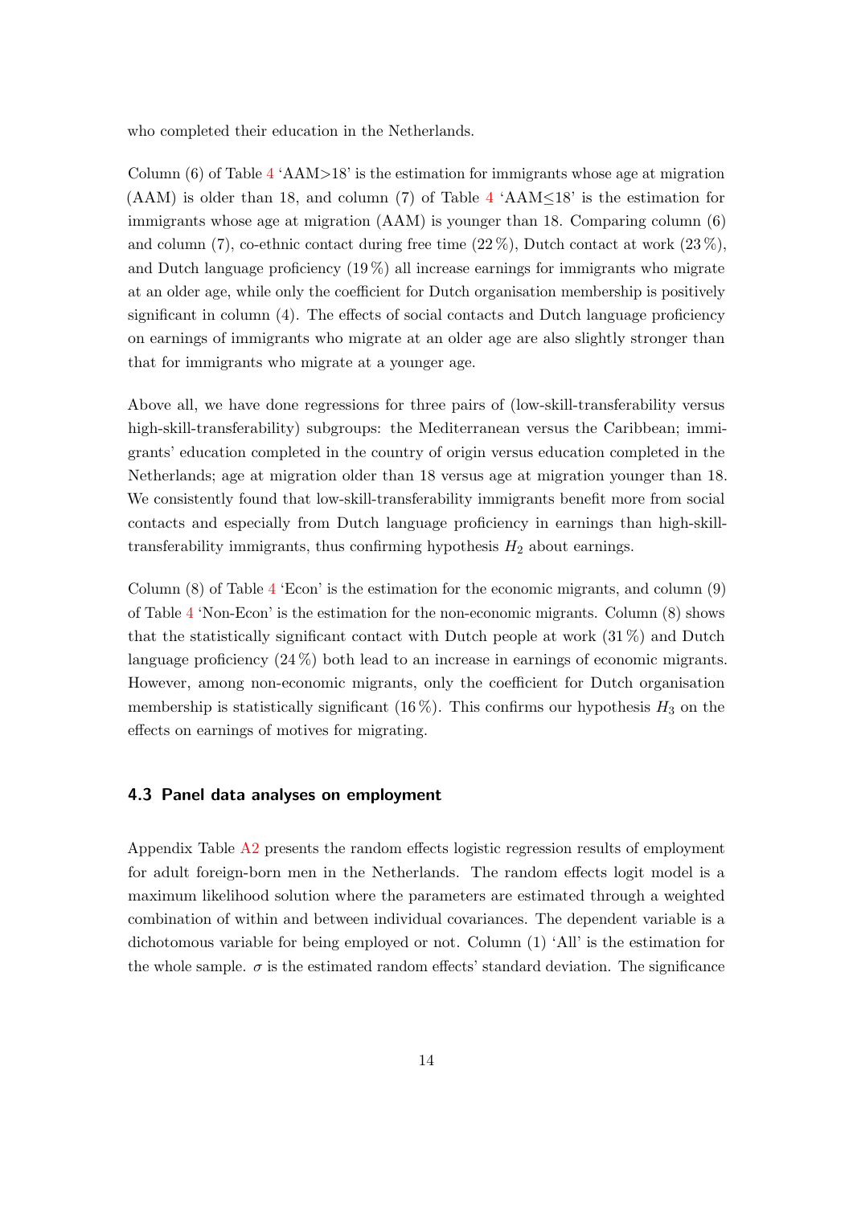who completed their education in the Netherlands.

Column (6) of Table 4 'AAM>18' is the estimation for immigrants whose age at migration (AAM) is older than 18, and column (7) of Table 4 'AAM≤18' is the estimation for immigrants whose age at migration (AAM) is younger than 18. Comparing column (6) and column (7), co-ethnic contact during free time (22 %), Dutch contact at work (23 %), and Dutch language proficiency (19 %) all increase earnings for immigrants who migrate at an older age, while only the coefficient for Dutch organisation membership is positively significant in column (4). The effects of social contacts and Dutch language proficiency on earnings of immigrants who migrate at an older age are also slightly stronger than that for immigrants who migrate at a younger age.

Above all, we have done regressions for three pairs of (low-skill-transferability versus high-skill-transferability) subgroups: the Mediterranean versus the Caribbean; immigrants' education completed in the country of origin versus education completed in the Netherlands; age at migration older than 18 versus age at migration younger than 18. We consistently found that low-skill-transferability immigrants benefit more from social contacts and especially from Dutch language proficiency in earnings than high-skill-transferability immigrants, thus confirming hypothesis $H_2$ about earnings.

Column (8) of Table 4 'Econ' is the estimation for the economic migrants, and column (9) of Table 4 'Non-Econ' is the estimation for the non-economic migrants. Column (8) shows that the statistically significant contact with Dutch people at work (31 %) and Dutch language proficiency (24 %) both lead to an increase in earnings of economic migrants. However, among non-economic migrants, only the coefficient for Dutch organisation membership is statistically significant (16 %). This confirms our hypothesis $H_3$ on the effects on earnings of motives for migrating.

### 4.3 Panel data analyses on employment

Appendix Table A2 presents the random effects logistic regression results of employment for adult foreign-born men in the Netherlands. The random effects logit model is a maximum likelihood solution where the parameters are estimated through a weighted combination of within and between individual covariances. The dependent variable is a dichotomous variable for being employed or not. Column (1) 'All' is the estimation for the whole sample. $\sigma$ is the estimated random effects' standard deviation. The significance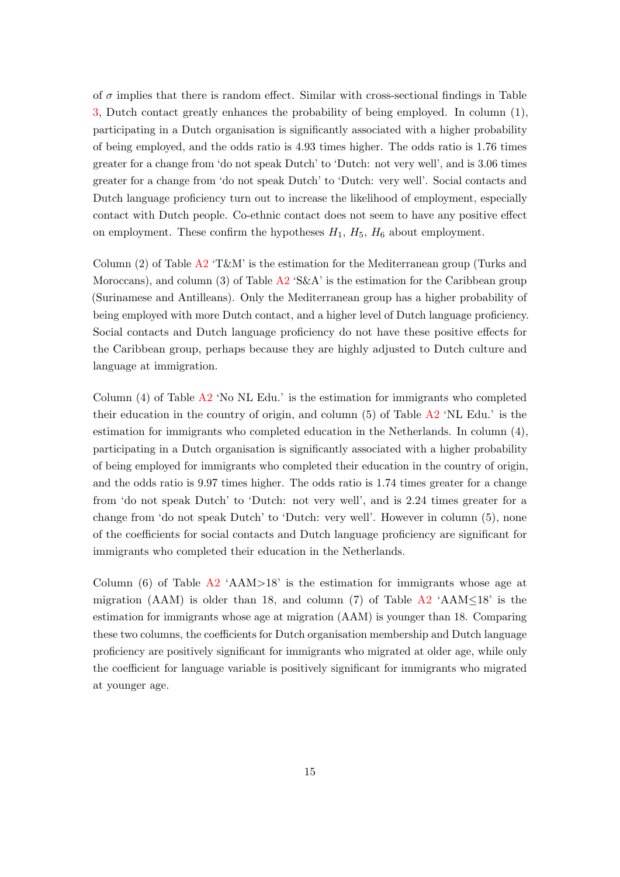of $\sigma$ implies that there is random effect. Similar with cross-sectional findings in Table 3, Dutch contact greatly enhances the probability of being employed. In column (1), participating in a Dutch organisation is significantly associated with a higher probability of being employed, and the odds ratio is 4.93 times higher. The odds ratio is 1.76 times greater for a change from 'do not speak Dutch' to 'Dutch: not very well', and is 3.06 times greater for a change from 'do not speak Dutch' to 'Dutch: very well'. Social contacts and Dutch language proficiency turn out to increase the likelihood of employment, especially contact with Dutch people. Co-ethnic contact does not seem to have any positive effect on employment. These confirm the hypotheses $H_1$, $H_5$, $H_6$ about employment.

Column (2) of Table A2 'T&M' is the estimation for the Mediterranean group (Turks and Moroccans), and column (3) of Table A2 'S&A' is the estimation for the Caribbean group (Surinamese and Antilleans). Only the Mediterranean group has a higher probability of being employed with more Dutch contact, and a higher level of Dutch language proficiency. Social contacts and Dutch language proficiency do not have these positive effects for the Caribbean group, perhaps because they are highly adjusted to Dutch culture and language at immigration.

Column (4) of Table A2 'No NL Edu.' is the estimation for immigrants who completed their education in the country of origin, and column (5) of Table A2 'NL Edu.' is the estimation for immigrants who completed education in the Netherlands. In column (4), participating in a Dutch organisation is significantly associated with a higher probability of being employed for immigrants who completed their education in the country of origin, and the odds ratio is 9.97 times higher. The odds ratio is 1.74 times greater for a change from 'do not speak Dutch' to 'Dutch: not very well', and is 2.24 times greater for a change from 'do not speak Dutch' to 'Dutch: very well'. However in column (5), none of the coefficients for social contacts and Dutch language proficiency are significant for immigrants who completed their education in the Netherlands.

Column (6) of Table A2 'AAM>18' is the estimation for immigrants whose age at migration (AAM) is older than 18, and column (7) of Table A2 'AAM≤18' is the estimation for immigrants whose age at migration (AAM) is younger than 18. Comparing these two columns, the coefficients for Dutch organisation membership and Dutch language proficiency are positively significant for immigrants who migrated at older age, while only the coefficient for language variable is positively significant for immigrants who migrated at younger age.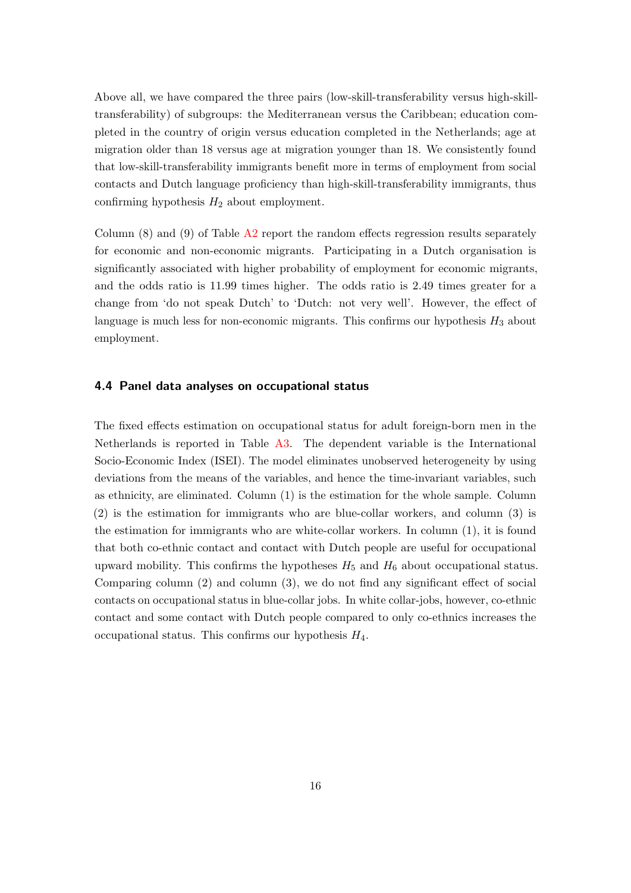Above all, we have compared the three pairs (low-skill-transferability versus high-skill-transferability) of subgroups: the Mediterranean versus the Caribbean; education completed in the country of origin versus education completed in the Netherlands; age at migration older than 18 versus age at migration younger than 18. We consistently found that low-skill-transferability immigrants benefit more in terms of employment from social contacts and Dutch language proficiency than high-skill-transferability immigrants, thus confirming hypothesis $H_2$ about employment.

Column (8) and (9) of Table A2 report the random effects regression results separately for economic and non-economic migrants. Participating in a Dutch organisation is significantly associated with higher probability of employment for economic migrants, and the odds ratio is 11.99 times higher. The odds ratio is 2.49 times greater for a change from 'do not speak Dutch' to 'Dutch: not very well'. However, the effect of language is much less for non-economic migrants. This confirms our hypothesis $H_3$ about employment.

### 4.4 Panel data analyses on occupational status

The fixed effects estimation on occupational status for adult foreign-born men in the Netherlands is reported in Table A3. The dependent variable is the International Socio-Economic Index (ISEI). The model eliminates unobserved heterogeneity by using deviations from the means of the variables, and hence the time-invariant variables, such as ethnicity, are eliminated. Column (1) is the estimation for the whole sample. Column (2) is the estimation for immigrants who are blue-collar workers, and column (3) is the estimation for immigrants who are white-collar workers. In column (1), it is found that both co-ethnic contact and contact with Dutch people are useful for occupational upward mobility. This confirms the hypotheses $H_5$ and $H_6$ about occupational status. Comparing column (2) and column (3), we do not find any significant effect of social contacts on occupational status in blue-collar jobs. In white collar-jobs, however, co-ethnic contact and some contact with Dutch people compared to only co-ethnics increases the occupational status. This confirms our hypothesis $H_4$.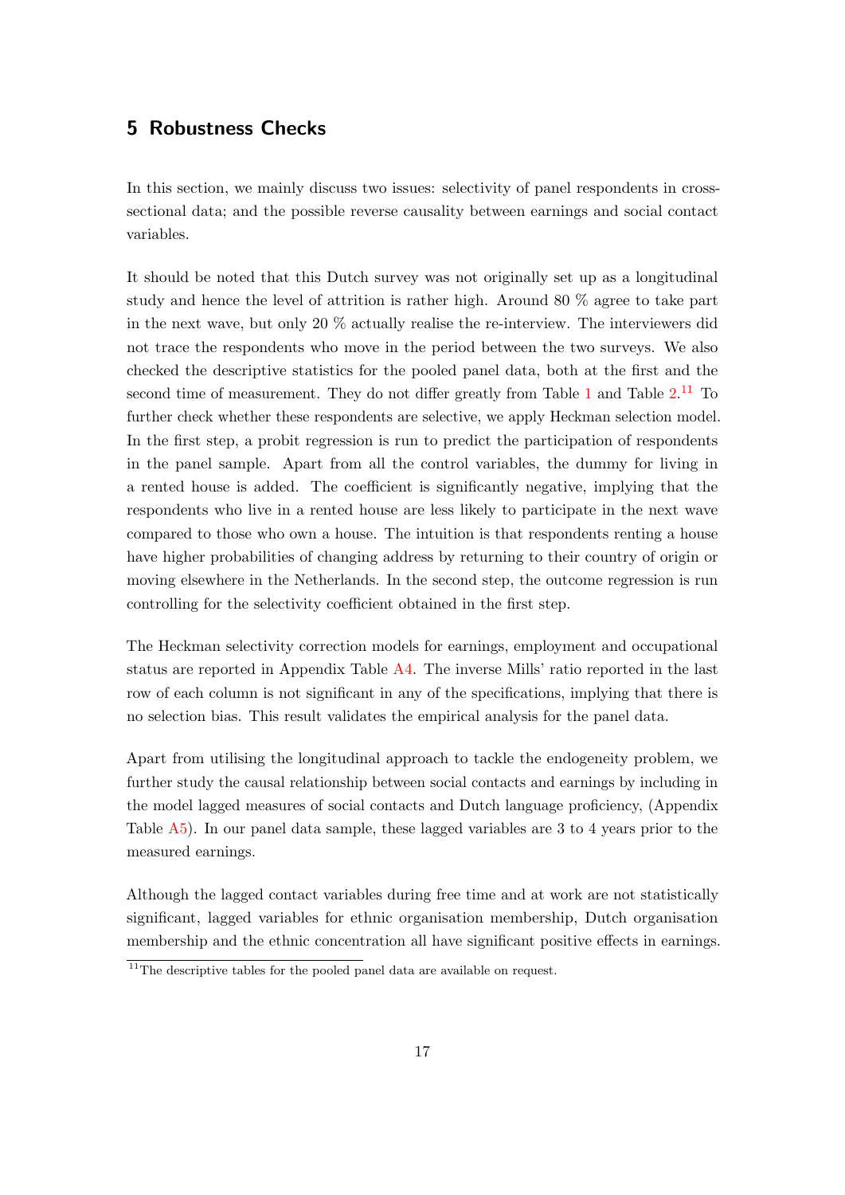## 5 Robustness Checks

In this section, we mainly discuss two issues: selectivity of panel respondents in cross-sectional data; and the possible reverse causality between earnings and social contact variables.

It should be noted that this Dutch survey was not originally set up as a longitudinal study and hence the level of attrition is rather high. Around 80 % agree to take part in the next wave, but only 20 % actually realise the re-interview. The interviewers did not trace the respondents who move in the period between the two surveys. We also checked the descriptive statistics for the pooled panel data, both at the first and the second time of measurement. They do not differ greatly from Table 1 and Table 2.[11] To further check whether these respondents are selective, we apply Heckman selection model. In the first step, a probit regression is run to predict the participation of respondents in the panel sample. Apart from all the control variables, the dummy for living in a rented house is added. The coefficient is significantly negative, implying that the respondents who live in a rented house are less likely to participate in the next wave compared to those who own a house. The intuition is that respondents renting a house have higher probabilities of changing address by returning to their country of origin or moving elsewhere in the Netherlands. In the second step, the outcome regression is run controlling for the selectivity coefficient obtained in the first step.

The Heckman selectivity correction models for earnings, employment and occupational status are reported in Appendix Table A4. The inverse Mills' ratio reported in the last row of each column is not significant in any of the specifications, implying that there is no selection bias. This result validates the empirical analysis for the panel data.

Apart from utilising the longitudinal approach to tackle the endogeneity problem, we further study the causal relationship between social contacts and earnings by including in the model lagged measures of social contacts and Dutch language proficiency, (Appendix Table A5). In our panel data sample, these lagged variables are 3 to 4 years prior to the measured earnings.

Although the lagged contact variables during free time and at work are not statistically significant, lagged variables for ethnic organisation membership, Dutch organisation membership and the ethnic concentration all have significant positive effects in earnings.

[11] The descriptive tables for the pooled panel data are available on request.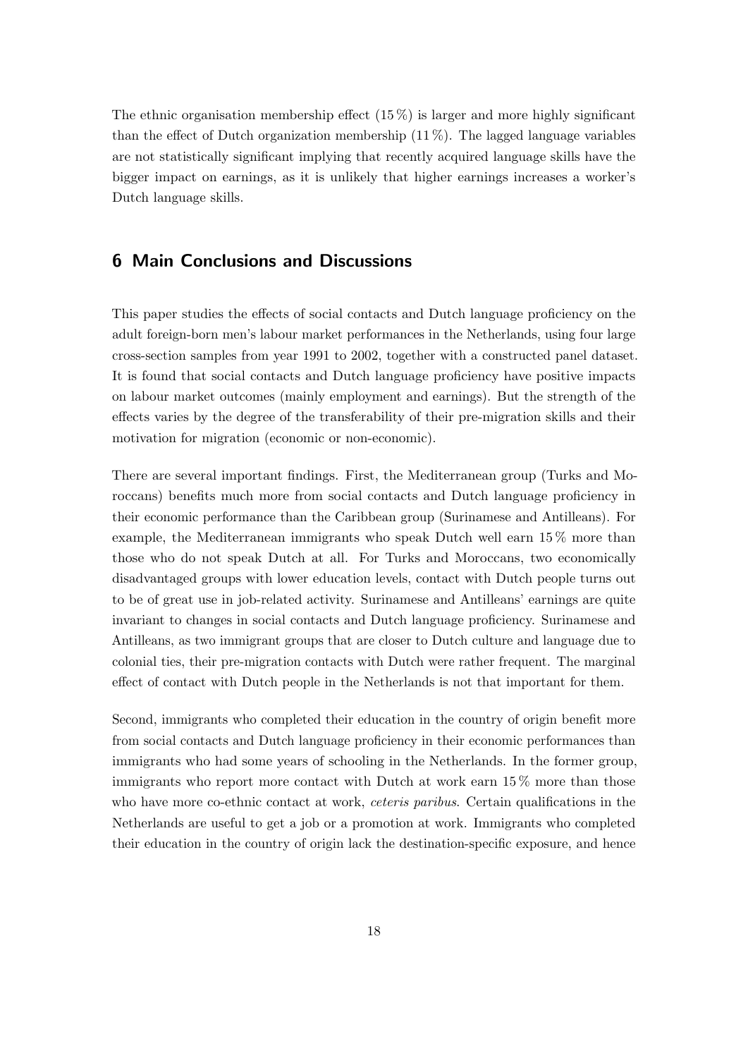The ethnic organisation membership effect (15 %) is larger and more highly significant than the effect of Dutch organization membership (11 %). The lagged language variables are not statistically significant implying that recently acquired language skills have the bigger impact on earnings, as it is unlikely that higher earnings increases a worker's Dutch language skills.

## 6 Main Conclusions and Discussions

This paper studies the effects of social contacts and Dutch language proficiency on the adult foreign-born men's labour market performances in the Netherlands, using four large cross-section samples from year 1991 to 2002, together with a constructed panel dataset. It is found that social contacts and Dutch language proficiency have positive impacts on labour market outcomes (mainly employment and earnings). But the strength of the effects varies by the degree of the transferability of their pre-migration skills and their motivation for migration (economic or non-economic).

There are several important findings. First, the Mediterranean group (Turks and Moroccans) benefits much more from social contacts and Dutch language proficiency in their economic performance than the Caribbean group (Surinamese and Antilleans). For example, the Mediterranean immigrants who speak Dutch well earn 15 % more than those who do not speak Dutch at all. For Turks and Moroccans, two economically disadvantaged groups with lower education levels, contact with Dutch people turns out to be of great use in job-related activity. Surinamese and Antilleans' earnings are quite invariant to changes in social contacts and Dutch language proficiency. Surinamese and Antilleans, as two immigrant groups that are closer to Dutch culture and language due to colonial ties, their pre-migration contacts with Dutch were rather frequent. The marginal effect of contact with Dutch people in the Netherlands is not that important for them.

Second, immigrants who completed their education in the country of origin benefit more from social contacts and Dutch language proficiency in their economic performances than immigrants who had some years of schooling in the Netherlands. In the former group, immigrants who report more contact with Dutch at work earn 15 % more than those who have more co-ethnic contact at work, *ceteris paribus*. Certain qualifications in the Netherlands are useful to get a job or a promotion at work. Immigrants who completed their education in the country of origin lack the destination-specific exposure, and hence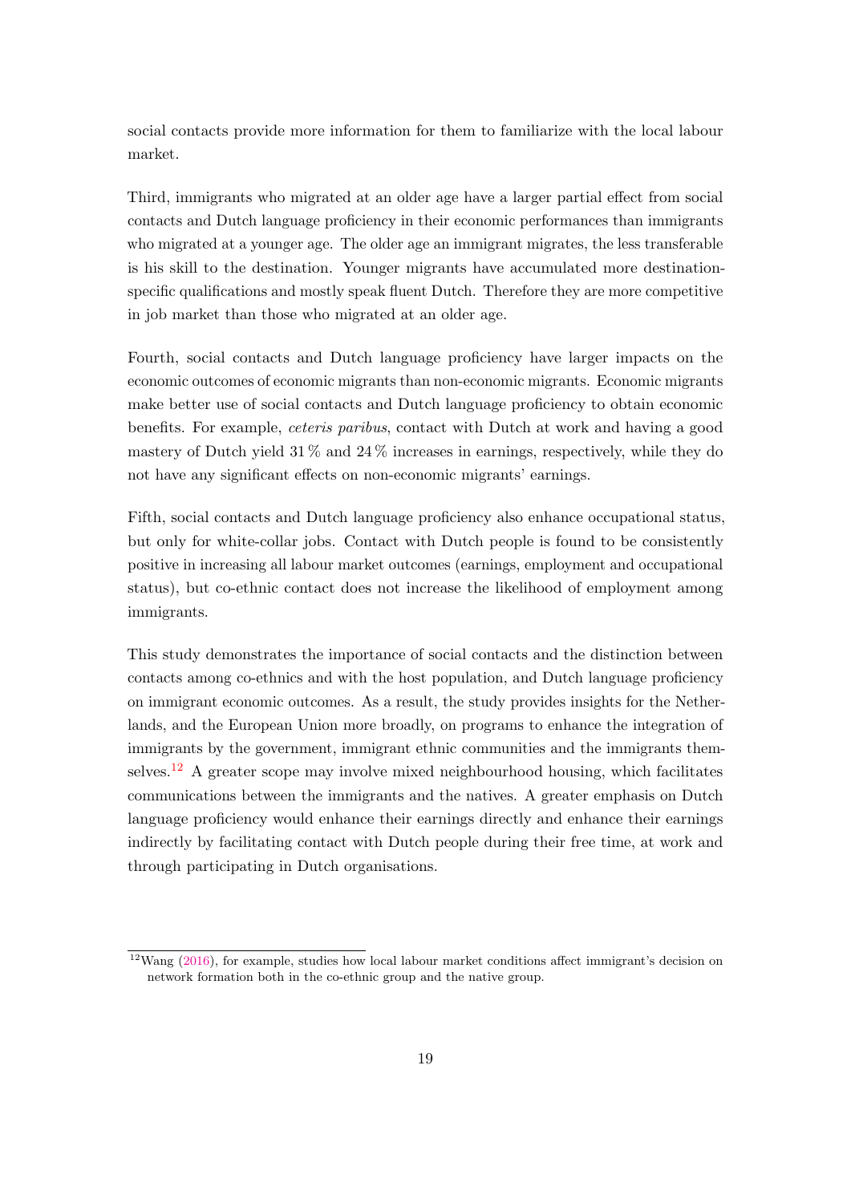social contacts provide more information for them to familiarize with the local labour market.

Third, immigrants who migrated at an older age have a larger partial effect from social contacts and Dutch language proficiency in their economic performances than immigrants who migrated at a younger age. The older age an immigrant migrates, the less transferable is his skill to the destination. Younger migrants have accumulated more destination-specific qualifications and mostly speak fluent Dutch. Therefore they are more competitive in job market than those who migrated at an older age.

Fourth, social contacts and Dutch language proficiency have larger impacts on the economic outcomes of economic migrants than non-economic migrants. Economic migrants make better use of social contacts and Dutch language proficiency to obtain economic benefits. For example, *ceteris paribus*, contact with Dutch at work and having a good mastery of Dutch yield 31 % and 24 % increases in earnings, respectively, while they do not have any significant effects on non-economic migrants' earnings.

Fifth, social contacts and Dutch language proficiency also enhance occupational status, but only for white-collar jobs. Contact with Dutch people is found to be consistently positive in increasing all labour market outcomes (earnings, employment and occupational status), but co-ethnic contact does not increase the likelihood of employment among immigrants.

This study demonstrates the importance of social contacts and the distinction between contacts among co-ethnics and with the host population, and Dutch language proficiency on immigrant economic outcomes. As a result, the study provides insights for the Netherlands, and the European Union more broadly, on programs to enhance the integration of immigrants by the government, immigrant ethnic communities and the immigrants themselves.[12] A greater scope may involve mixed neighbourhood housing, which facilitates communications between the immigrants and the natives. A greater emphasis on Dutch language proficiency would enhance their earnings directly and enhance their earnings indirectly by facilitating contact with Dutch people during their free time, at work and through participating in Dutch organisations.

[12] Wang (2016), for example, studies how local labour market conditions affect immigrant's decision on network formation both in the co-ethnic group and the native group.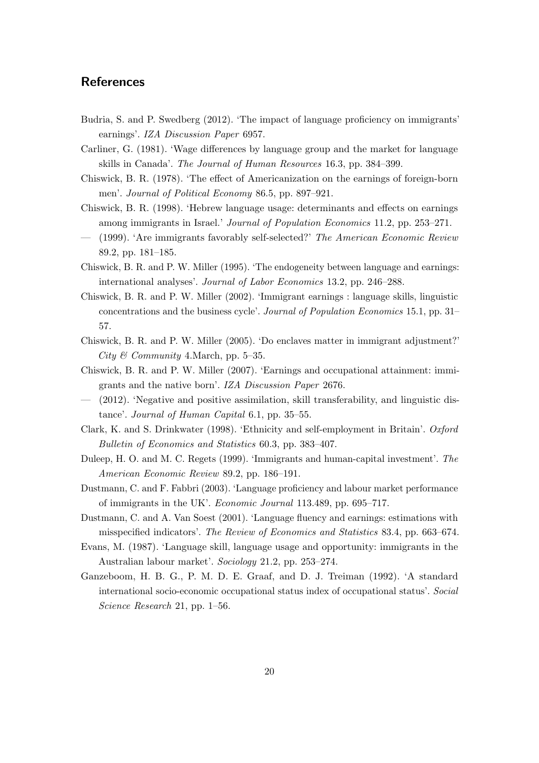## References

Budria, S. and P. Swedberg (2012). 'The impact of language proficiency on immigrants' earnings'. *IZA Discussion Paper* 6957.

Carliner, G. (1981). 'Wage differences by language group and the market for language skills in Canada'. *The Journal of Human Resources* 16.3, pp. 384–399.

Chiswick, B. R. (1978). 'The effect of Americanization on the earnings of foreign-born men'. *Journal of Political Economy* 86.5, pp. 897–921.

Chiswick, B. R. (1998). 'Hebrew language usage: determinants and effects on earnings among immigrants in Israel.' *Journal of Population Economics* 11.2, pp. 253–271.

— (1999). 'Are immigrants favorably self-selected?' *The American Economic Review* 89.2, pp. 181–185.

Chiswick, B. R. and P. W. Miller (1995). 'The endogeneity between language and earnings: international analyses'. *Journal of Labor Economics* 13.2, pp. 246–288.

Chiswick, B. R. and P. W. Miller (2002). 'Immigrant earnings : language skills, linguistic concentrations and the business cycle'. *Journal of Population Economics* 15.1, pp. 31–57.

Chiswick, B. R. and P. W. Miller (2005). 'Do enclaves matter in immigrant adjustment?' *City & Community* 4.March, pp. 5–35.

Chiswick, B. R. and P. W. Miller (2007). 'Earnings and occupational attainment: immigrants and the native born'. *IZA Discussion Paper* 2676.

— (2012). 'Negative and positive assimilation, skill transferability, and linguistic distance'. *Journal of Human Capital* 6.1, pp. 35–55.

Clark, K. and S. Drinkwater (1998). 'Ethnicity and self-employment in Britain'. *Oxford Bulletin of Economics and Statistics* 60.3, pp. 383–407.

Duleep, H. O. and M. C. Regets (1999). 'Immigrants and human-capital investment'. *The American Economic Review* 89.2, pp. 186–191.

Dustmann, C. and F. Fabbri (2003). 'Language proficiency and labour market performance of immigrants in the UK'. *Economic Journal* 113.489, pp. 695–717.

Dustmann, C. and A. Van Soest (2001). 'Language fluency and earnings: estimations with misspecified indicators'. *The Review of Economics and Statistics* 83.4, pp. 663–674.

Evans, M. (1987). 'Language skill, language usage and opportunity: immigrants in the Australian labour market'. *Sociology* 21.2, pp. 253–274.

Ganzeboom, H. B. G., P. M. D. E. Graaf, and D. J. Treiman (1992). 'A standard international socio-economic occupational status index of occupational status'. *Social Science Research* 21, pp. 1–56.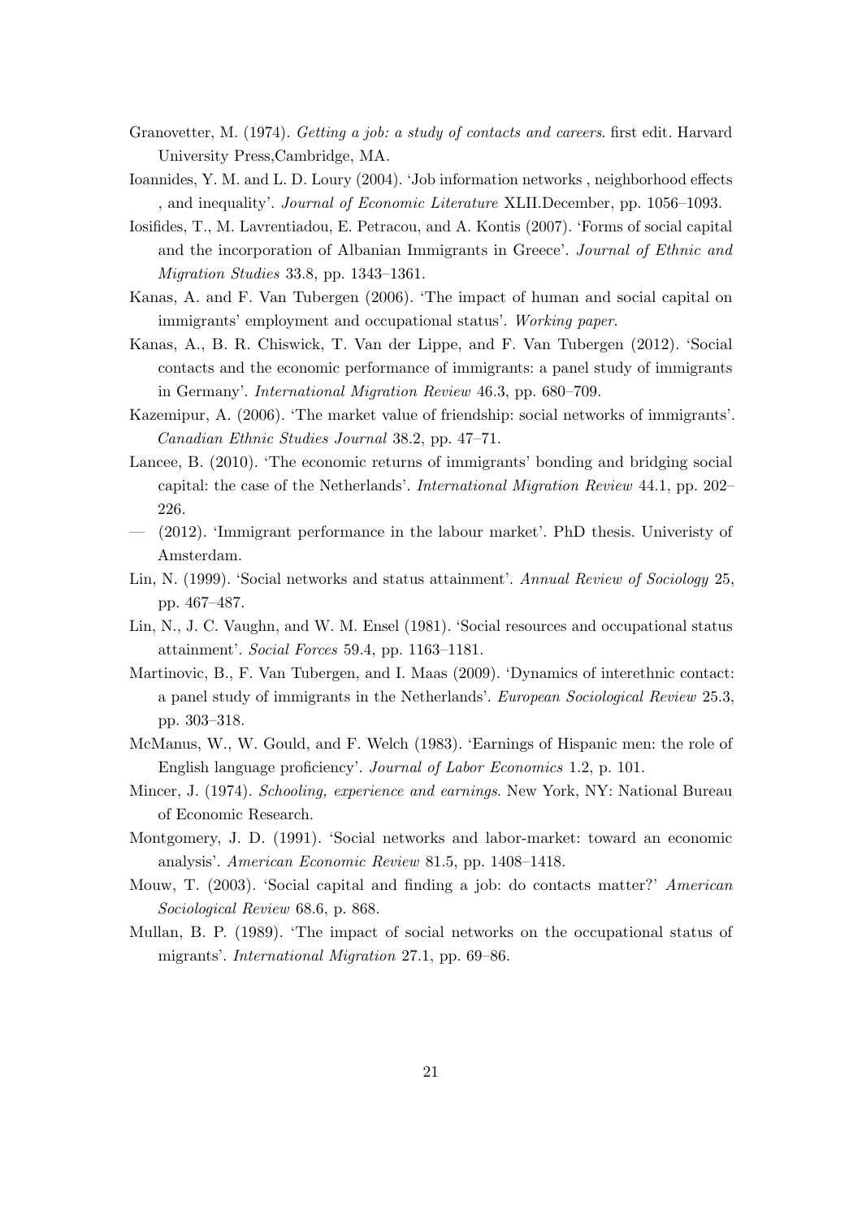Granovetter, M. (1974). *Getting a job: a study of contacts and careers*. first edit. Harvard University Press,Cambridge, MA.

Ioannides, Y. M. and L. D. Loury (2004). 'Job information networks , neighborhood effects , and inequality'. *Journal of Economic Literature* XLII.December, pp. 1056–1093.

Iosifides, T., M. Lavrentiadou, E. Petracou, and A. Kontis (2007). 'Forms of social capital and the incorporation of Albanian Immigrants in Greece'. *Journal of Ethnic and Migration Studies* 33.8, pp. 1343–1361.

Kanas, A. and F. Van Tubergen (2006). 'The impact of human and social capital on immigrants' employment and occupational status'. *Working paper*.

Kanas, A., B. R. Chiswick, T. Van der Lippe, and F. Van Tubergen (2012). 'Social contacts and the economic performance of immigrants: a panel study of immigrants in Germany'. *International Migration Review* 46.3, pp. 680–709.

Kazemipur, A. (2006). 'The market value of friendship: social networks of immigrants'. *Canadian Ethnic Studies Journal* 38.2, pp. 47–71.

Lancee, B. (2010). 'The economic returns of immigrants' bonding and bridging social capital: the case of the Netherlands'. *International Migration Review* 44.1, pp. 202–226.

— (2012). 'Immigrant performance in the labour market'. PhD thesis. Univeristy of Amsterdam.

Lin, N. (1999). 'Social networks and status attainment'. *Annual Review of Sociology* 25, pp. 467–487.

Lin, N., J. C. Vaughn, and W. M. Ensel (1981). 'Social resources and occupational status attainment'. *Social Forces* 59.4, pp. 1163–1181.

Martinovic, B., F. Van Tubergen, and I. Maas (2009). 'Dynamics of interethnic contact: a panel study of immigrants in the Netherlands'. *European Sociological Review* 25.3, pp. 303–318.

McManus, W., W. Gould, and F. Welch (1983). 'Earnings of Hispanic men: the role of English language proficiency'. *Journal of Labor Economics* 1.2, p. 101.

Mincer, J. (1974). *Schooling, experience and earnings*. New York, NY: National Bureau of Economic Research.

Montgomery, J. D. (1991). 'Social networks and labor-market: toward an economic analysis'. *American Economic Review* 81.5, pp. 1408–1418.

Mouw, T. (2003). 'Social capital and finding a job: do contacts matter?' *American Sociological Review* 68.6, p. 868.

Mullan, B. P. (1989). 'The impact of social networks on the occupational status of migrants'. *International Migration* 27.1, pp. 69–86.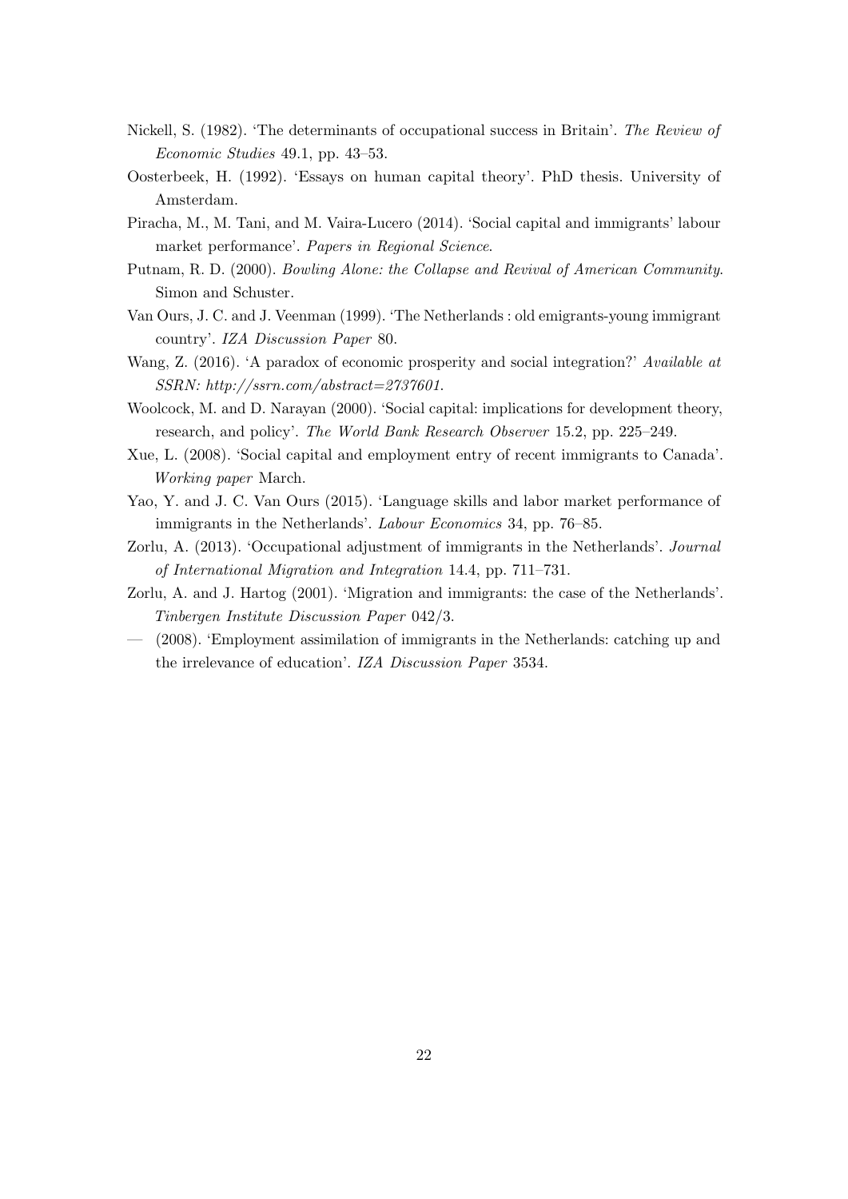Nickell, S. (1982). 'The determinants of occupational success in Britain'. *The Review of Economic Studies* 49.1, pp. 43–53.

Oosterbeek, H. (1992). 'Essays on human capital theory'. PhD thesis. University of Amsterdam.

Piracha, M., M. Tani, and M. Vaira-Lucero (2014). 'Social capital and immigrants' labour market performance'. *Papers in Regional Science*.

Putnam, R. D. (2000). *Bowling Alone: the Collapse and Revival of American Community*. Simon and Schuster.

Van Ours, J. C. and J. Veenman (1999). 'The Netherlands : old emigrants-young immigrant country'. *IZA Discussion Paper* 80.

Wang, Z. (2016). 'A paradox of economic prosperity and social integration?' *Available at SSRN: http://ssrn.com/abstract=2737601*.

Woolcock, M. and D. Narayan (2000). 'Social capital: implications for development theory, research, and policy'. *The World Bank Research Observer* 15.2, pp. 225–249.

Xue, L. (2008). 'Social capital and employment entry of recent immigrants to Canada'. *Working paper* March.

Yao, Y. and J. C. Van Ours (2015). 'Language skills and labor market performance of immigrants in the Netherlands'. *Labour Economics* 34, pp. 76–85.

Zorlu, A. (2013). 'Occupational adjustment of immigrants in the Netherlands'. *Journal of International Migration and Integration* 14.4, pp. 711–731.

Zorlu, A. and J. Hartog (2001). 'Migration and immigrants: the case of the Netherlands'. *Tinbergen Institute Discussion Paper* 042/3.

— (2008). 'Employment assimilation of immigrants in the Netherlands: catching up and the irrelevance of education'. *IZA Discussion Paper* 3534.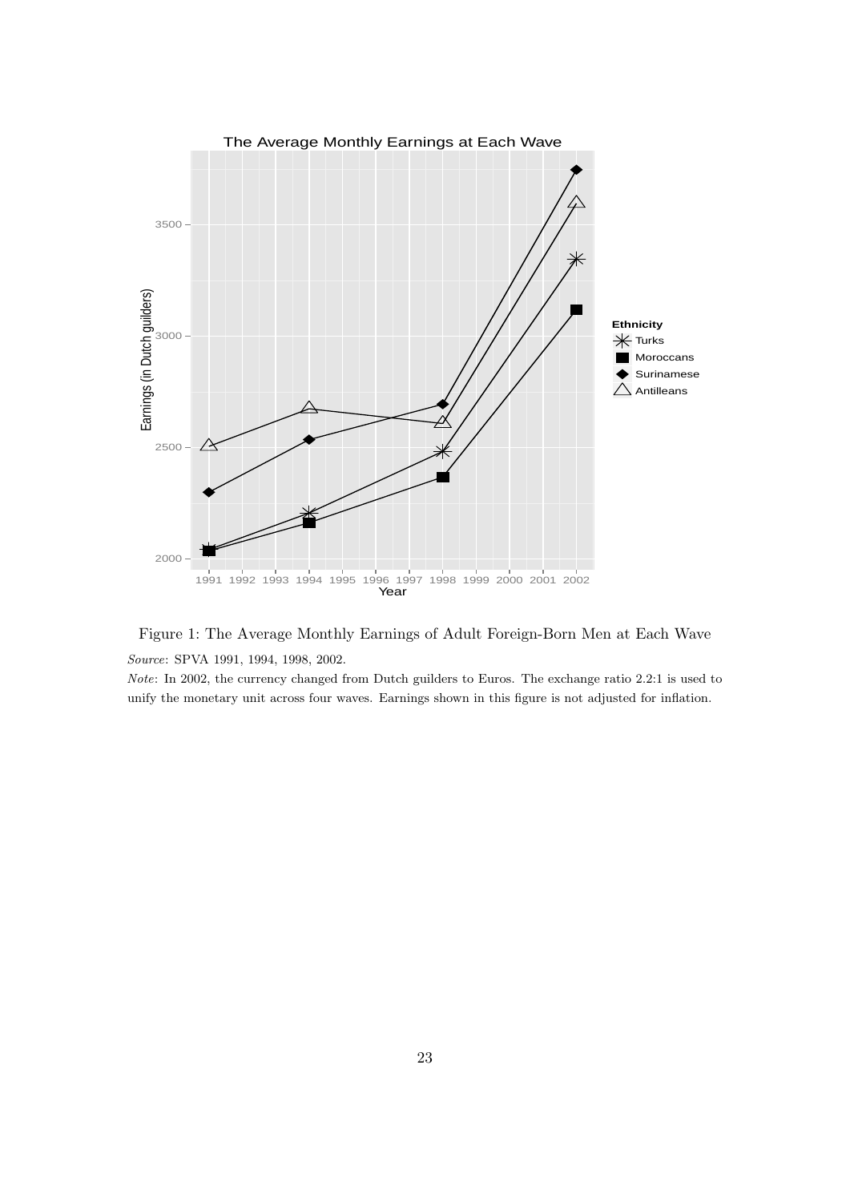Figure 1: The Average Monthly Earnings of Adult Foreign-Born Men at Each Wave

*Source*: SPVA 1991, 1994, 1998, 2002.

*Note*: In 2002, the currency changed from Dutch guilders to Euros. The exchange ratio 2.2:1 is used to unify the monetary unit across four waves. Earnings shown in this figure is not adjusted for inflation.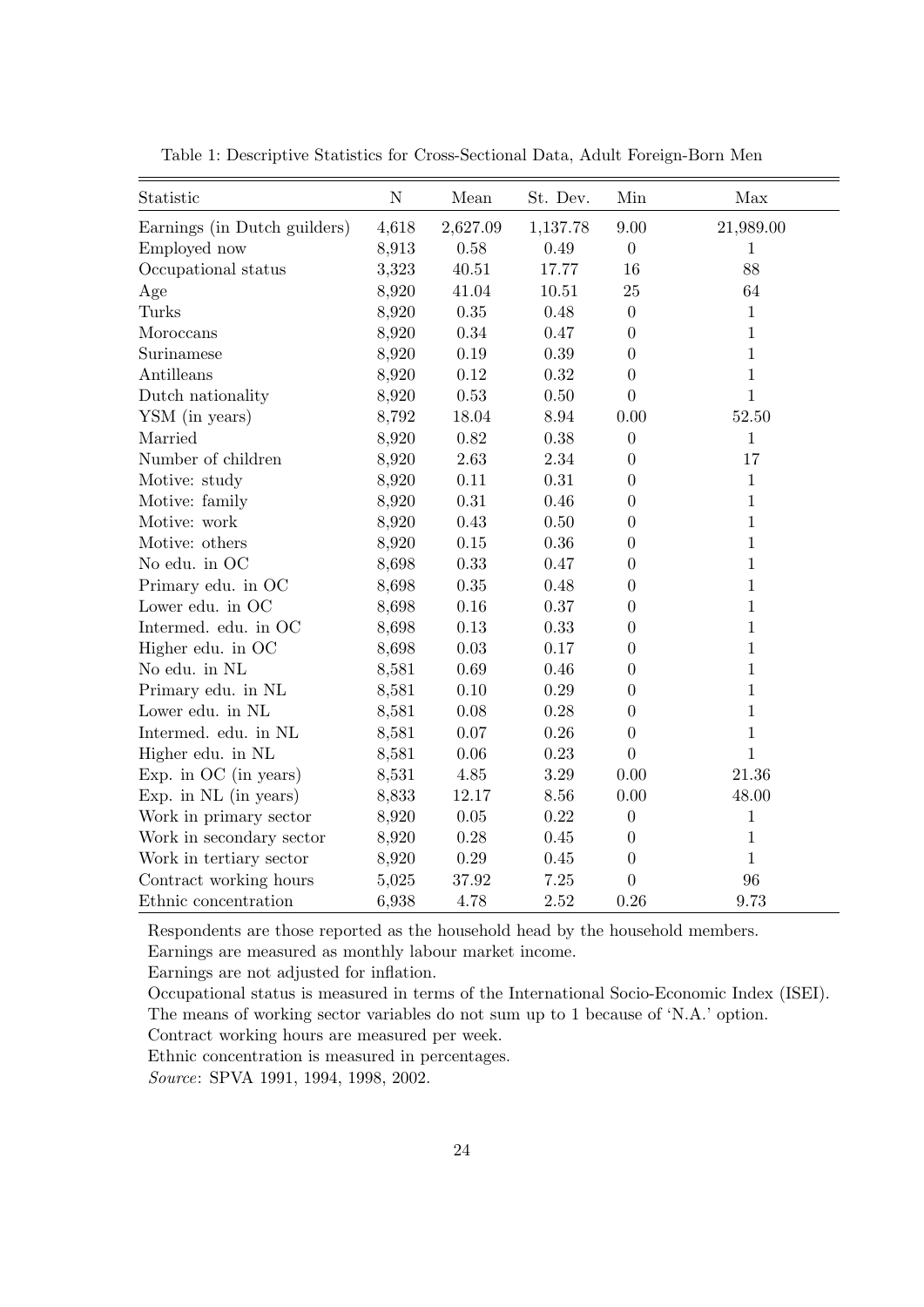Table 1: Descriptive Statistics for Cross-Sectional Data, Adult Foreign-Born Men

| Statistic | N | Mean | St. Dev. | Min | Max |
|---|---|---|---|---|---|
| Earnings (in Dutch guilders) | 4,618 | 2,627.09 | 1,137.78 | 9.00 | 21,989.00 |
| Employed now | 8,913 | 0.58 | 0.49 | 0 | 1 |
| Occupational status | 3,323 | 40.51 | 17.77 | 16 | 88 |
| Age | 8,920 | 41.04 | 10.51 | 25 | 64 |
| Turks | 8,920 | 0.35 | 0.48 | 0 | 1 |
| Moroccans | 8,920 | 0.34 | 0.47 | 0 | 1 |
| Surinamese | 8,920 | 0.19 | 0.39 | 0 | 1 |
| Antilleans | 8,920 | 0.12 | 0.32 | 0 | 1 |
| Dutch nationality | 8,920 | 0.53 | 0.50 | 0 | 1 |
| YSM (in years) | 8,792 | 18.04 | 8.94 | 0.00 | 52.50 |
| Married | 8,920 | 0.82 | 0.38 | 0 | 1 |
| Number of children | 8,920 | 2.63 | 2.34 | 0 | 17 |
| Motive: study | 8,920 | 0.11 | 0.31 | 0 | 1 |
| Motive: family | 8,920 | 0.31 | 0.46 | 0 | 1 |
| Motive: work | 8,920 | 0.43 | 0.50 | 0 | 1 |
| Motive: others | 8,920 | 0.15 | 0.36 | 0 | 1 |
| No edu. in OC | 8,698 | 0.33 | 0.47 | 0 | 1 |
| Primary edu. in OC | 8,698 | 0.35 | 0.48 | 0 | 1 |
| Lower edu. in OC | 8,698 | 0.16 | 0.37 | 0 | 1 |
| Intermed. edu. in OC | 8,698 | 0.13 | 0.33 | 0 | 1 |
| Higher edu. in OC | 8,698 | 0.03 | 0.17 | 0 | 1 |
| No edu. in NL | 8,581 | 0.69 | 0.46 | 0 | 1 |
| Primary edu. in NL | 8,581 | 0.10 | 0.29 | 0 | 1 |
| Lower edu. in NL | 8,581 | 0.08 | 0.28 | 0 | 1 |
| Intermed. edu. in NL | 8,581 | 0.07 | 0.26 | 0 | 1 |
| Higher edu. in NL | 8,581 | 0.06 | 0.23 | 0 | 1 |
| Exp. in OC (in years) | 8,531 | 4.85 | 3.29 | 0.00 | 21.36 |
| Exp. in NL (in years) | 8,833 | 12.17 | 8.56 | 0.00 | 48.00 |
| Work in primary sector | 8,920 | 0.05 | 0.22 | 0 | 1 |
| Work in secondary sector | 8,920 | 0.28 | 0.45 | 0 | 1 |
| Work in tertiary sector | 8,920 | 0.29 | 0.45 | 0 | 1 |
| Contract working hours | 5,025 | 37.92 | 7.25 | 0 | 96 |
| Ethnic concentration | 6,938 | 4.78 | 2.52 | 0.26 | 9.73 |

Respondents are those reported as the household head by the household members.
Earnings are measured as monthly labour market income.
Earnings are not adjusted for inflation.
Occupational status is measured in terms of the International Socio-Economic Index (ISEI).
The means of working sector variables do not sum up to 1 because of 'N.A.' option.
Contract working hours are measured per week.
Ethnic concentration is measured in percentages.
*Source*: SPVA 1991, 1994, 1998, 2002.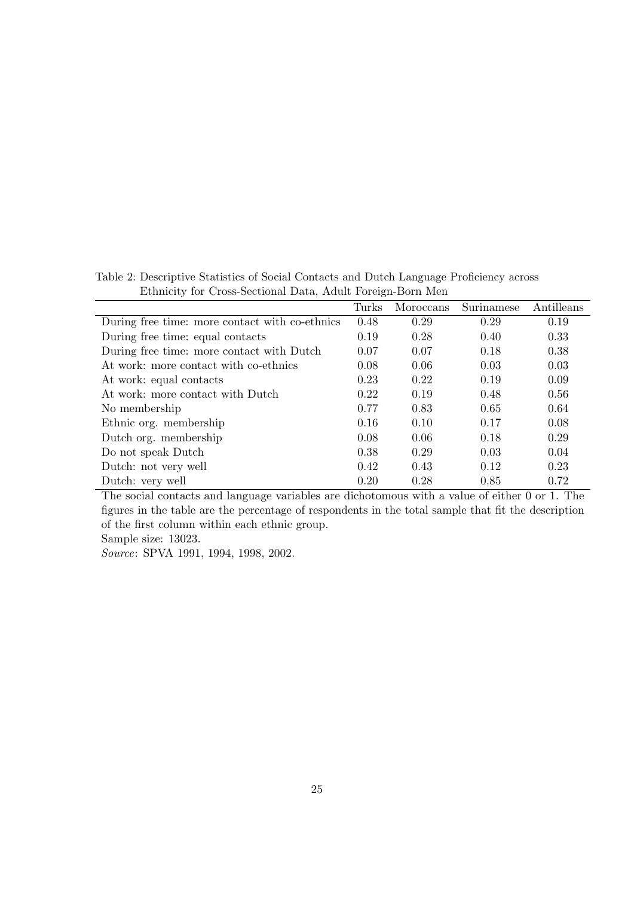Table 2: Descriptive Statistics of Social Contacts and Dutch Language Proficiency across Ethnicity for Cross-Sectional Data, Adult Foreign-Born Men

| | Turks | Moroccans | Surinamese | Antilleans |
|---|---|---|---|---|
| During free time: more contact with co-ethnics | 0.48 | 0.29 | 0.29 | 0.19 |
| During free time: equal contacts | 0.19 | 0.28 | 0.40 | 0.33 |
| During free time: more contact with Dutch | 0.07 | 0.07 | 0.18 | 0.38 |
| At work: more contact with co-ethnics | 0.08 | 0.06 | 0.03 | 0.03 |
| At work: equal contacts | 0.23 | 0.22 | 0.19 | 0.09 |
| At work: more contact with Dutch | 0.22 | 0.19 | 0.48 | 0.56 |
| No membership | 0.77 | 0.83 | 0.65 | 0.64 |
| Ethnic org. membership | 0.16 | 0.10 | 0.17 | 0.08 |
| Dutch org. membership | 0.08 | 0.06 | 0.18 | 0.29 |
| Do not speak Dutch | 0.38 | 0.29 | 0.03 | 0.04 |
| Dutch: not very well | 0.42 | 0.43 | 0.12 | 0.23 |
| Dutch: very well | 0.20 | 0.28 | 0.85 | 0.72 |

The social contacts and language variables are dichotomous with a value of either 0 or 1. The figures in the table are the percentage of respondents in the total sample that fit the description of the first column within each ethnic group.

Sample size: 13023.

*Source*: SPVA 1991, 1994, 1998, 2002.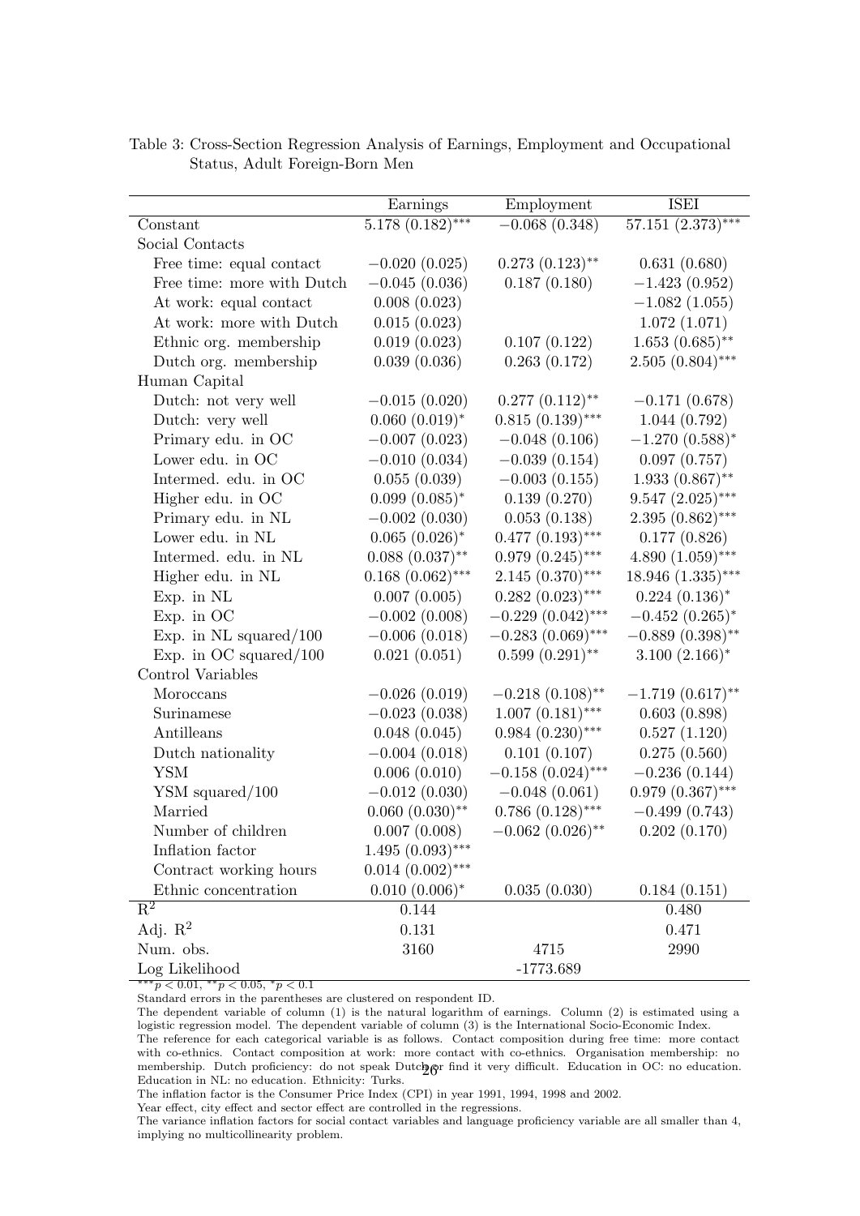Table 3: Cross-Section Regression Analysis of Earnings, Employment and Occupational Status, Adult Foreign-Born Men

| | Earnings | Employment | ISEI |
|---|---|---|---|
| Constant | $5.178\ (0.182)^{***}$ | $-0.068\ (0.348)$ | $57.151\ (2.373)^{***}$ |
| Social Contacts | | | |
| Free time: equal contact | $-0.020\ (0.025)$ | $0.273\ (0.123)^{**}$ | $0.631\ (0.680)$ |
| Free time: more with Dutch | $-0.045\ (0.036)$ | $0.187\ (0.180)$ | $-1.423\ (0.952)$ |
| At work: equal contact | $0.008\ (0.023)$ | | $-1.082\ (1.055)$ |
| At work: more with Dutch | $0.015\ (0.023)$ | | $1.072\ (1.071)$ |
| Ethnic org. membership | $0.019\ (0.023)$ | $0.107\ (0.122)$ | $1.653\ (0.685)^{**}$ |
| Dutch org. membership | $0.039\ (0.036)$ | $0.263\ (0.172)$ | $2.505\ (0.804)^{***}$ |
| Human Capital | | | |
| Dutch: not very well | $-0.015\ (0.020)$ | $0.277\ (0.112)^{**}$ | $-0.171\ (0.678)$ |
| Dutch: very well | $0.060\ (0.019)^{*}$ | $0.815\ (0.139)^{***}$ | $1.044\ (0.792)$ |
| Primary edu. in OC | $-0.007\ (0.023)$ | $-0.048\ (0.106)$ | $-1.270\ (0.588)^{*}$ |
| Lower edu. in OC | $-0.010\ (0.034)$ | $-0.039\ (0.154)$ | $0.097\ (0.757)$ |
| Intermed. edu. in OC | $0.055\ (0.039)$ | $-0.003\ (0.155)$ | $1.933\ (0.867)^{**}$ |
| Higher edu. in OC | $0.099\ (0.085)^{*}$ | $0.139\ (0.270)$ | $9.547\ (2.025)^{***}$ |
| Primary edu. in NL | $-0.002\ (0.030)$ | $0.053\ (0.138)$ | $2.395\ (0.862)^{***}$ |
| Lower edu. in NL | $0.065\ (0.026)^{*}$ | $0.477\ (0.193)^{***}$ | $0.177\ (0.826)$ |
| Intermed. edu. in NL | $0.088\ (0.037)^{**}$ | $0.979\ (0.245)^{***}$ | $4.890\ (1.059)^{***}$ |
| Higher edu. in NL | $0.168\ (0.062)^{***}$ | $2.145\ (0.370)^{***}$ | $18.946\ (1.335)^{***}$ |
| Exp. in NL | $0.007\ (0.005)$ | $0.282\ (0.023)^{***}$ | $0.224\ (0.136)^{*}$ |
| Exp. in OC | $-0.002\ (0.008)$ | $-0.229\ (0.042)^{***}$ | $-0.452\ (0.265)^{*}$ |
| Exp. in NL squared/100 | $-0.006\ (0.018)$ | $-0.283\ (0.069)^{***}$ | $-0.889\ (0.398)^{**}$ |
| Exp. in OC squared/100 | $0.021\ (0.051)$ | $0.599\ (0.291)^{**}$ | $3.100\ (2.166)^{*}$ |
| Control Variables | | | |
| Moroccans | $-0.026\ (0.019)$ | $-0.218\ (0.108)^{**}$ | $-1.719\ (0.617)^{**}$ |
| Surinamese | $-0.023\ (0.038)$ | $1.007\ (0.181)^{***}$ | $0.603\ (0.898)$ |
| Antilleans | $0.048\ (0.045)$ | $0.984\ (0.230)^{***}$ | $0.527\ (1.120)$ |
| Dutch nationality | $-0.004\ (0.018)$ | $0.101\ (0.107)$ | $0.275\ (0.560)$ |
| YSM | $0.006\ (0.010)$ | $-0.158\ (0.024)^{***}$ | $-0.236\ (0.144)$ |
| YSM squared/100 | $-0.012\ (0.030)$ | $-0.048\ (0.061)$ | $0.979\ (0.367)^{***}$ |
| Married | $0.060\ (0.030)^{**}$ | $0.786\ (0.128)^{***}$ | $-0.499\ (0.743)$ |
| Number of children | $0.007\ (0.008)$ | $-0.062\ (0.026)^{**}$ | $0.202\ (0.170)$ |
| Inflation factor | $1.495\ (0.093)^{***}$ | | |
| Contract working hours | $0.014\ (0.002)^{***}$ | | |
| Ethnic concentration | $0.010\ (0.006)^{*}$ | $0.035\ (0.030)$ | $0.184\ (0.151)$ |
| $R^2$ | 0.144 | | 0.480 |
| Adj. $R^2$ | 0.131 | | 0.471 |
| Num. obs. | 3160 | 4715 | 2990 |
| Log Likelihood | | -1773.689 | |

$^{***}p < 0.01$, $^{**}p < 0.05$, $^{*}p < 0.1$

Standard errors in the parentheses are clustered on respondent ID.

The dependent variable of column (1) is the natural logarithm of earnings. Column (2) is estimated using a logistic regression model. The dependent variable of column (3) is the International Socio-Economic Index.

The reference for each categorical variable is as follows. Contact composition during free time: more contact with co-ethnics. Contact composition at work: more contact with co-ethnics. Organisation membership: no membership. Dutch proficiency: do not speak Dutch or find it very difficult. Education in OC: no education. Education in NL: no education. Ethnicity: Turks.

The inflation factor is the Consumer Price Index (CPI) in year 1991, 1994, 1998 and 2002.

Year effect, city effect and sector effect are controlled in the regressions.

The variance inflation factors for social contact variables and language proficiency variable are all smaller than 4, implying no multicollinearity problem.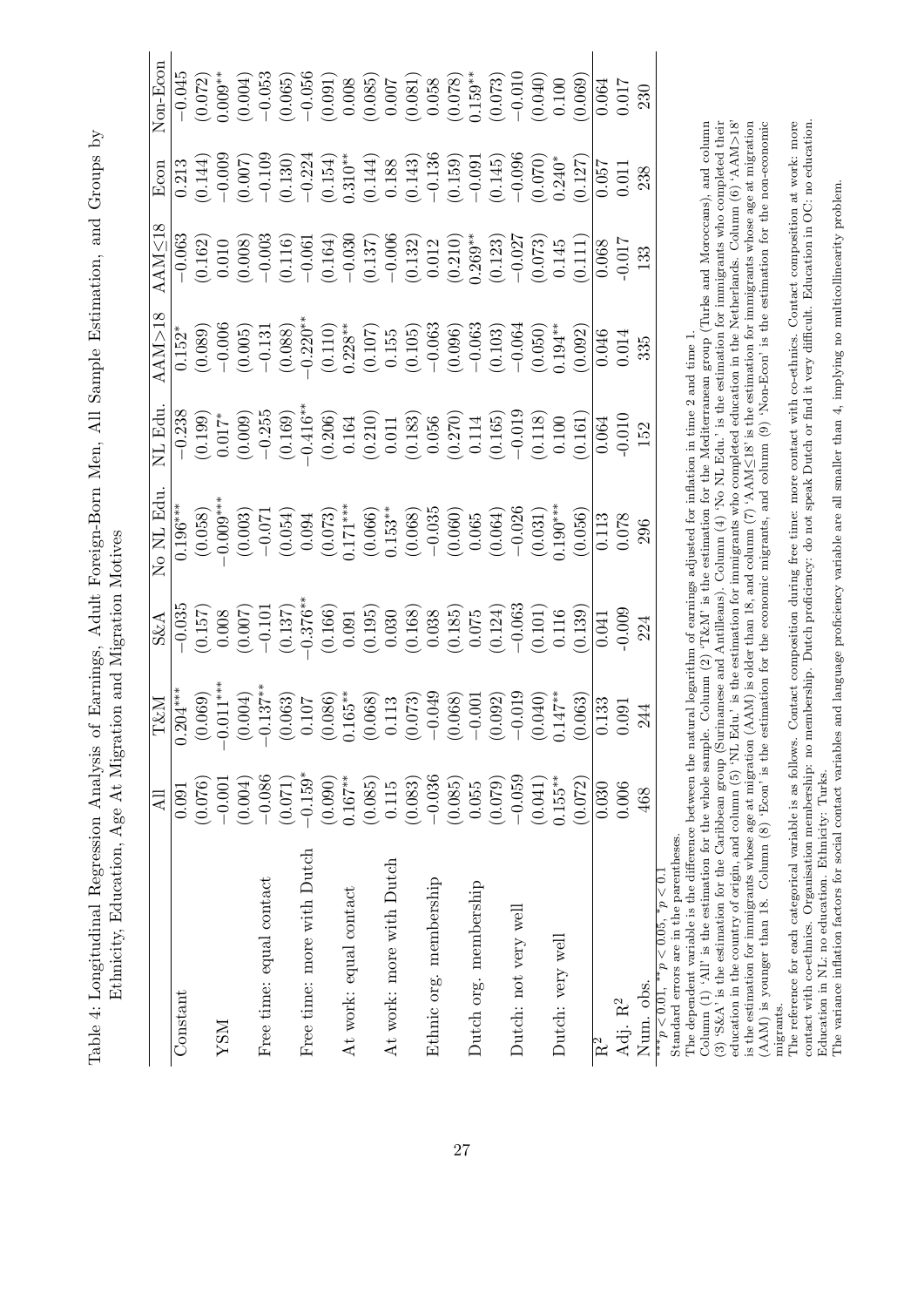Table 4: Longitudinal Regression Analysis of Earnings, Adult Foreign-Born Men, All Sample Estimation, and Groups by Ethnicity, Education, Age At Migration and Migration Motives

| | All | T&M | S&A | No NL Edu. | NL Edu. | AAM>18 | AAM≤18 | Econ | Non-Econ |
|---|---|---|---|---|---|---|---|---|---|
| Constant | 0.091 | 0.204*** | −0.035 | 0.196*** | −0.238 | 0.152* | −0.063 | 0.213 | −0.045 |
| | (0.076) | (0.069) | (0.157) | (0.058) | (0.199) | (0.089) | (0.162) | (0.144) | (0.072) |
| YSM | −0.001 | −0.011*** | 0.008 | −0.009*** | 0.017* | −0.006 | 0.010 | −0.009 | 0.009** |
| | (0.004) | (0.004) | (0.007) | (0.003) | (0.009) | (0.005) | (0.008) | (0.007) | (0.004) |
| Free time: equal contact | −0.086 | −0.137** | −0.101 | −0.071 | −0.255 | −0.131 | −0.003 | −0.109 | −0.053 |
| | (0.071) | (0.063) | (0.137) | (0.054) | (0.169) | (0.088) | (0.116) | (0.130) | (0.065) |
| Free time: more with Dutch | −0.159* | 0.107 | −0.376** | 0.094 | −0.416** | −0.220** | −0.061 | −0.224 | −0.056 |
| | (0.090) | (0.086) | (0.166) | (0.073) | (0.206) | (0.110) | (0.164) | (0.154) | (0.091) |
| At work: equal contact | 0.167** | 0.165** | 0.091 | 0.171*** | 0.164 | 0.228** | −0.030 | 0.310** | 0.008 |
| | (0.085) | (0.068) | (0.195) | (0.066) | (0.210) | (0.107) | (0.137) | (0.144) | (0.085) |
| At work: more with Dutch | 0.115 | 0.113 | 0.030 | 0.153** | 0.011 | 0.155 | −0.006 | 0.188 | 0.007 |
| | (0.083) | (0.073) | (0.168) | (0.068) | (0.183) | (0.105) | (0.132) | (0.143) | (0.081) |
| Ethnic org. membership | −0.036 | −0.049 | 0.038 | −0.035 | 0.056 | −0.063 | 0.012 | −0.136 | 0.058 |
| | (0.085) | (0.068) | (0.185) | (0.060) | (0.270) | (0.096) | (0.210) | (0.159) | (0.078) |
| Dutch org. membership | 0.055 | −0.001 | 0.075 | 0.065 | 0.114 | −0.063 | 0.269** | −0.091 | 0.159** |
| | (0.079) | (0.092) | (0.124) | (0.064) | (0.165) | (0.103) | (0.123) | (0.145) | (0.073) |
| Dutch: not very well | −0.059 | −0.019 | −0.063 | −0.026 | −0.019 | −0.064 | −0.027 | −0.096 | −0.010 |
| | (0.041) | (0.040) | (0.101) | (0.031) | (0.118) | (0.050) | (0.073) | (0.070) | (0.040) |
| Dutch: very well | 0.155** | 0.147** | 0.116 | 0.190*** | 0.100 | 0.194** | 0.145 | 0.240* | 0.100 |
| | (0.072) | (0.063) | (0.139) | (0.056) | (0.161) | (0.092) | (0.111) | (0.127) | (0.069) |
| $R^2$ | 0.030 | 0.133 | 0.041 | 0.113 | 0.064 | 0.046 | 0.068 | 0.057 | 0.064 |
| Adj. $R^2$ | 0.006 | 0.091 | -0.009 | 0.078 | -0.010 | 0.014 | -0.017 | 0.011 | 0.017 |
| Num. obs. | 468 | 244 | 224 | 296 | 152 | 335 | 133 | 238 | 230 |

$^{***}p < 0.01$, $^{**}p < 0.05$, $^{*}p < 0.1$

Standard errors are in the parentheses.

The dependent variable is the difference between the natural logarithm of earnings adjusted for inflation in time 2 and time 1.

Column (1) 'All' is the estimation for the whole sample. Column (2) 'T&M' is the estimation for the Mediterranean group (Turks and Moroccans), and column (3) 'S&A' is the estimation for the Caribbean group (Surinamese and Antilleans). Column (4) 'No NL Edu.' is the estimation for immigrants who completed their education in the country of origin, and column (5) 'NL Edu.' is the estimation for immigrants who completed education in the Netherlands. Column (6) 'AAM>18' is the estimation for immigrants whose age at migration (AAM) is older than 18, and column (7) 'AAM≤18' is the estimation for immigrants whose age at migration (AAM) is younger than 18. Column (8) 'Econ' is the estimation for the economic migrants, and column (9) 'Non-Econ' is the estimation for the non-economic migrants.

The reference for each categorical variable is as follows. Contact composition during free time: more contact with co-ethnics. Contact composition at work: more contact with co-ethnics. Organisation membership: no membership. Dutch proficiency: do not speak Dutch or find it very difficult. Education in OC: no education. Education in NL: no education. Ethnicity: Turks.

The variance inflation factors for social contact variables and language proficiency variable are all smaller than 4, implying no multicollinearity problem.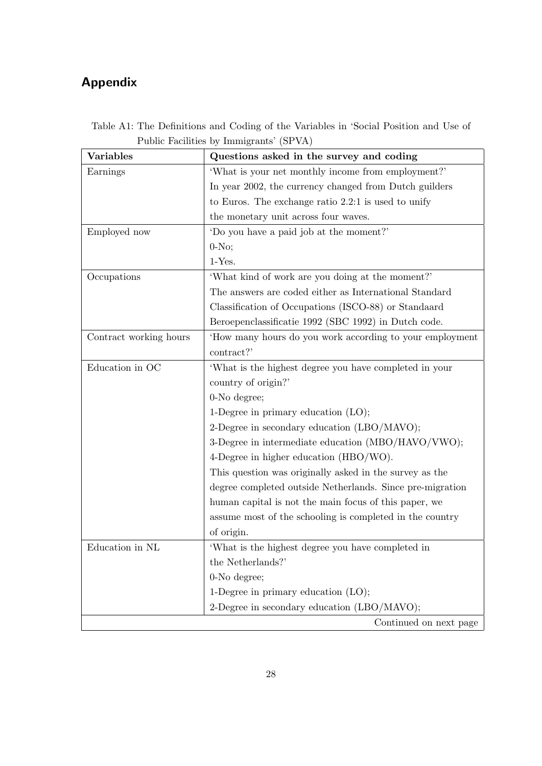## Appendix

Table A1: The Definitions and Coding of the Variables in 'Social Position and Use of Public Facilities by Immigrants' (SPVA)

| **Variables** | **Questions asked in the survey and coding** |
|---|---|
| Earnings | 'What is your net monthly income from employment?' In year 2002, the currency changed from Dutch guilders to Euros. The exchange ratio 2.2:1 is used to unify the monetary unit across four waves. |
| Employed now | 'Do you have a paid job at the moment?' 0-No; 1-Yes. |
| Occupations | 'What kind of work are you doing at the moment?' The answers are coded either as International Standard Classification of Occupations (ISCO-88) or Standaard Beroepenclassificatie 1992 (SBC 1992) in Dutch code. |
| Contract working hours | 'How many hours do you work according to your employment contract?' |
| Education in OC | 'What is the highest degree you have completed in your country of origin?' 0-No degree; 1-Degree in primary education (LO); 2-Degree in secondary education (LBO/MAVO); 3-Degree in intermediate education (MBO/HAVO/VWO); 4-Degree in higher education (HBO/WO). This question was originally asked in the survey as the degree completed outside Netherlands. Since pre-migration human capital is not the main focus of this paper, we assume most of the schooling is completed in the country of origin. |
| Education in NL | 'What is the highest degree you have completed in the Netherlands?' 0-No degree; 1-Degree in primary education (LO); 2-Degree in secondary education (LBO/MAVO); |

Continued on next page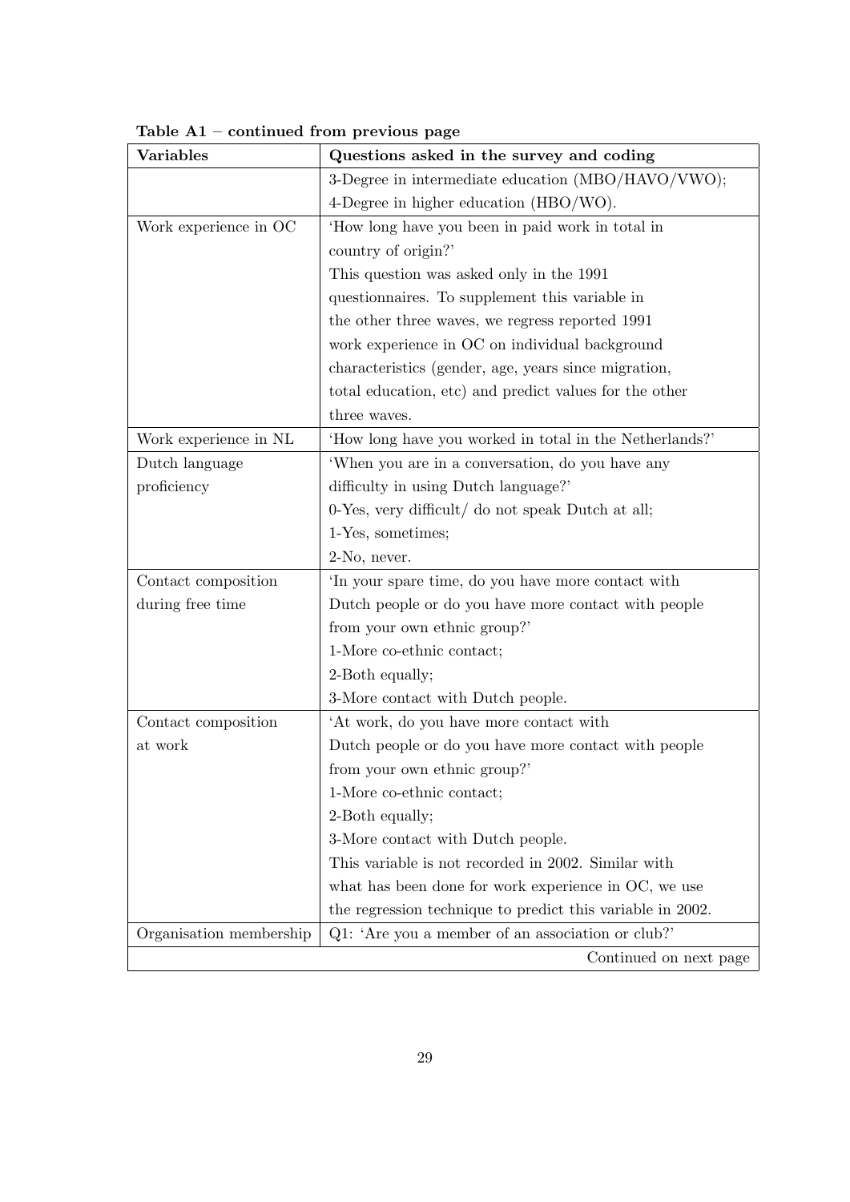**Table A1 – continued from previous page**

| Variables | Questions asked in the survey and coding |
|---|---|
| | 3-Degree in intermediate education (MBO/HAVO/VWO);<br>4-Degree in higher education (HBO/WO). |
| Work experience in OC | 'How long have you been in paid work in total in country of origin?'<br>This question was asked only in the 1991 questionnaires. To supplement this variable in the other three waves, we regress reported 1991 work experience in OC on individual background characteristics (gender, age, years since migration, total education, etc) and predict values for the other three waves. |
| Work experience in NL | 'How long have you worked in total in the Netherlands?' |
| Dutch language proficiency | 'When you are in a conversation, do you have any difficulty in using Dutch language?'<br>0-Yes, very difficult/ do not speak Dutch at all;<br>1-Yes, sometimes;<br>2-No, never. |
| Contact composition during free time | 'In your spare time, do you have more contact with Dutch people or do you have more contact with people from your own ethnic group?'<br>1-More co-ethnic contact;<br>2-Both equally;<br>3-More contact with Dutch people. |
| Contact composition at work | 'At work, do you have more contact with Dutch people or do you have more contact with people from your own ethnic group?'<br>1-More co-ethnic contact;<br>2-Both equally;<br>3-More contact with Dutch people.<br>This variable is not recorded in 2002. Similar with what has been done for work experience in OC, we use the regression technique to predict this variable in 2002. |
| Organisation membership | Q1: 'Are you a member of an association or club?' |

Continued on next page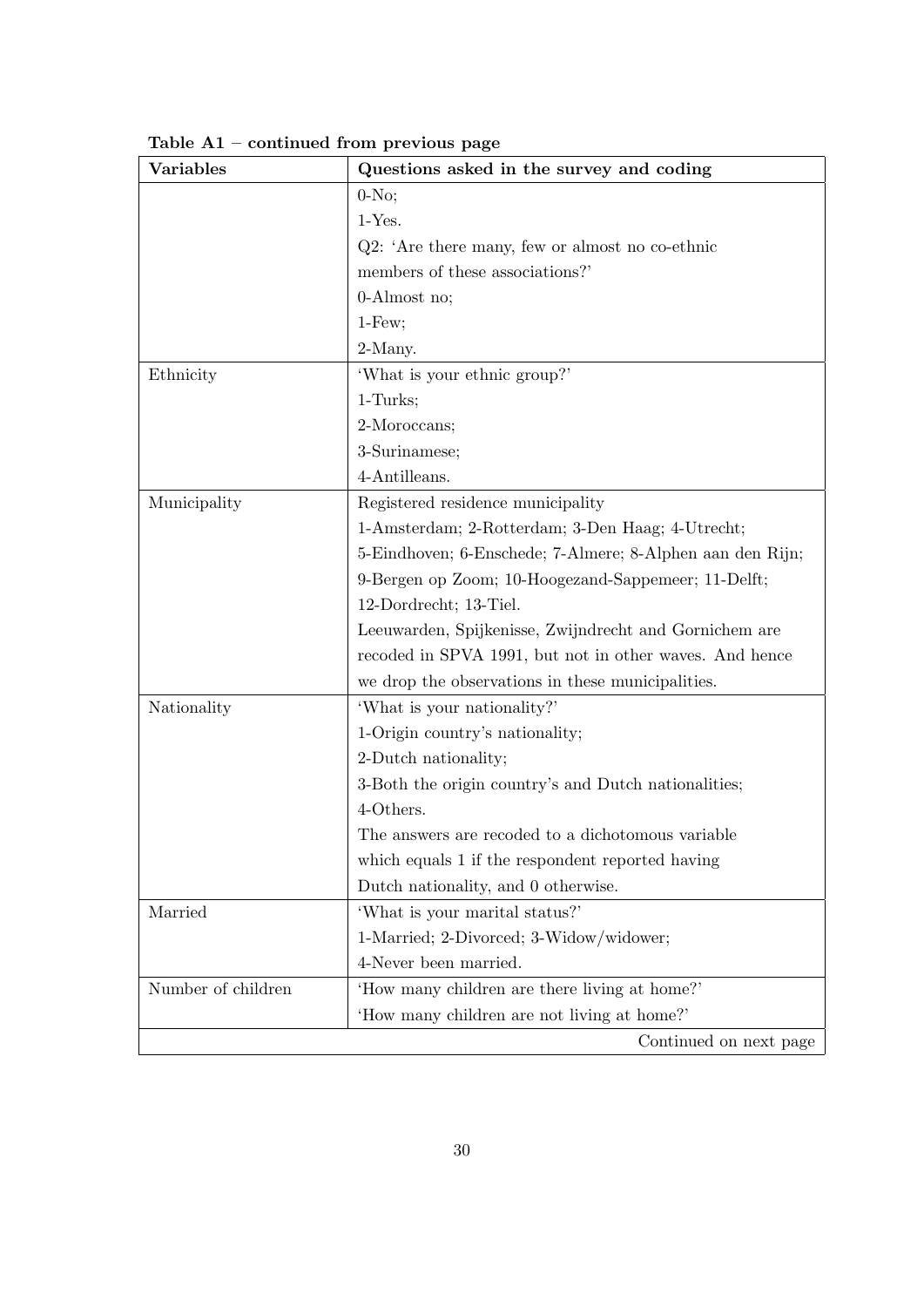**Table A1 – continued from previous page**

| Variables | Questions asked in the survey and coding |
|---|---|
| | 0-No;<br>1-Yes.<br>Q2: 'Are there many, few or almost no co-ethnic members of these associations?'<br>0-Almost no;<br>1-Few;<br>2-Many. |
| Ethnicity | 'What is your ethnic group?'<br>1-Turks;<br>2-Moroccans;<br>3-Surinamese;<br>4-Antilleans. |
| Municipality | Registered residence municipality<br>1-Amsterdam; 2-Rotterdam; 3-Den Haag; 4-Utrecht;<br>5-Eindhoven; 6-Enschede; 7-Almere; 8-Alphen aan den Rijn;<br>9-Bergen op Zoom; 10-Hoogezand-Sappemeer; 11-Delft;<br>12-Dordrecht; 13-Tiel.<br>Leeuwarden, Spijkenisse, Zwijndrecht and Gornichem are recoded in SPVA 1991, but not in other waves. And hence we drop the observations in these municipalities. |
| Nationality | 'What is your nationality?'<br>1-Origin country's nationality;<br>2-Dutch nationality;<br>3-Both the origin country's and Dutch nationalities;<br>4-Others.<br>The answers are recoded to a dichotomous variable which equals 1 if the respondent reported having Dutch nationality, and 0 otherwise. |
| Married | 'What is your marital status?'<br>1-Married; 2-Divorced; 3-Widow/widower;<br>4-Never been married. |
| Number of children | 'How many children are there living at home?'<br>'How many children are not living at home?' |

Continued on next page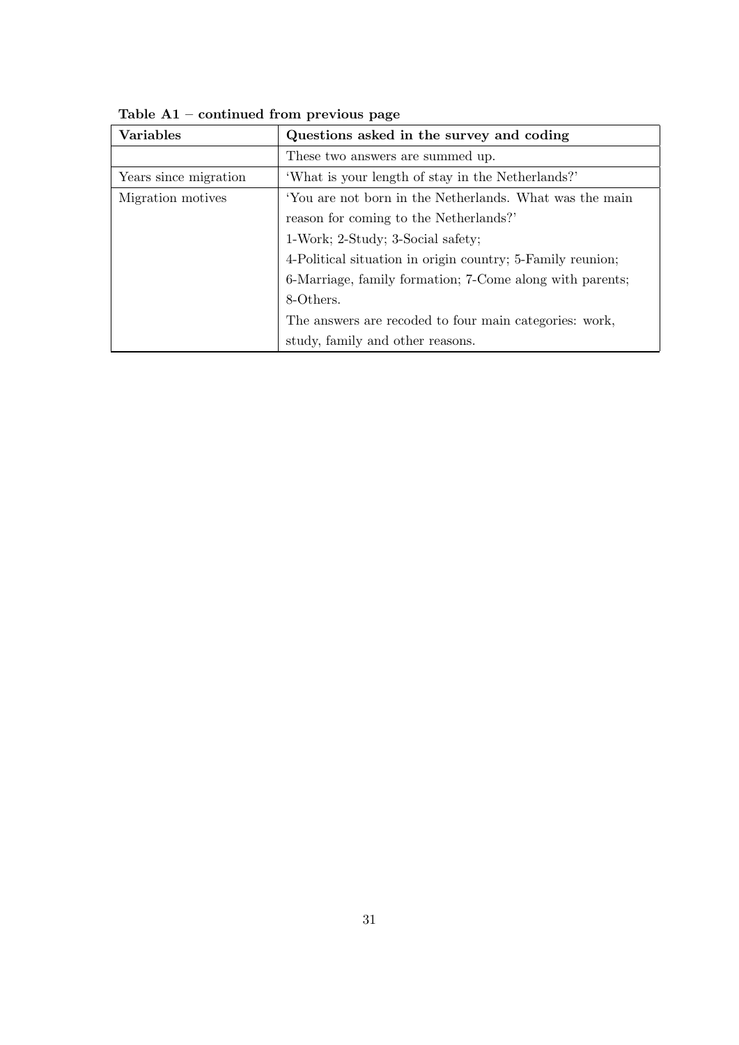**Table A1 – continued from previous page**

| Variables | Questions asked in the survey and coding |
| --- | --- |
| | These two answers are summed up. |
| Years since migration | 'What is your length of stay in the Netherlands?' |
| Migration motives | 'You are not born in the Netherlands. What was the main reason for coming to the Netherlands?' 1-Work; 2-Study; 3-Social safety; 4-Political situation in origin country; 5-Family reunion; 6-Marriage, family formation; 7-Come along with parents; 8-Others. The answers are recoded to four main categories: work, study, family and other reasons. |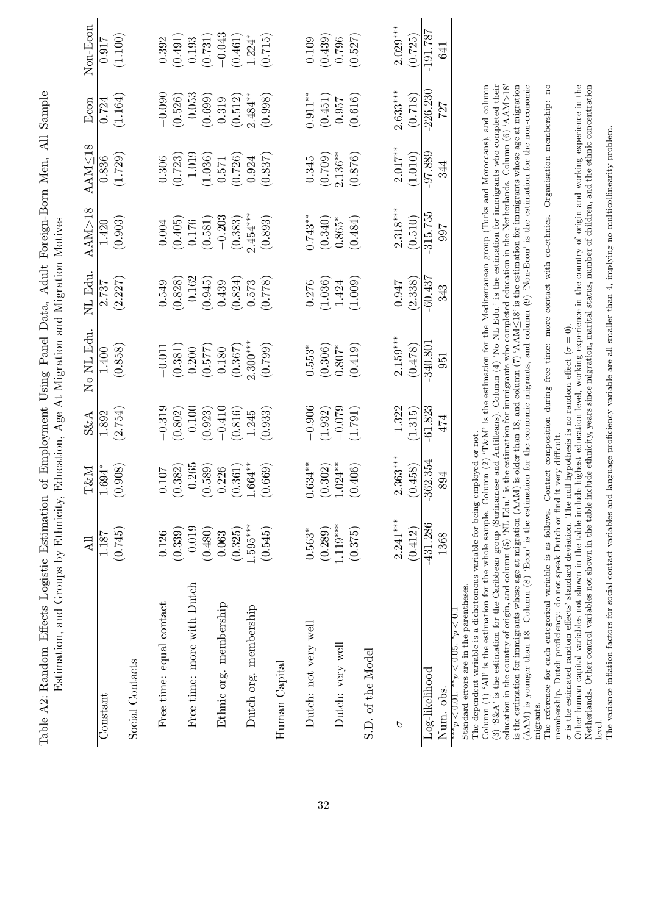Table A2: Random Effects Logistic Estimation of Employment Using Panel Data, Adult Foreign-Born Men, All Sample Estimation, and Groups by Ethnicity, Education, Age At Migration and Migration Motives

| | All | T&M | S&A | No NL Edu. | NL Edu. | AAM>18 | AAM≤18 | Econ | Non-Econ |
|---|---|---|---|---|---|---|---|---|---|
| Constant | 1.187 | 1.694* | 1.892 | 1.400 | 2.737 | 1.420 | 0.836 | 0.724 | 0.917 |
| | (0.745) | (0.908) | (2.754) | (0.858) | (2.227) | (0.903) | (1.729) | (1.164) | (1.100) |
| Social Contacts | | | | | | | | | |
| Free time: equal contact | 0.126 | 0.107 | −0.319 | −0.011 | 0.549 | 0.004 | 0.306 | −0.090 | 0.392 |
| | (0.339) | (0.382) | (0.802) | (0.381) | (0.828) | (0.405) | (0.723) | (0.526) | (0.491) |
| Free time: more with Dutch | −0.019 | −0.265 | −0.100 | 0.200 | −0.162 | 0.176 | −1.019 | −0.053 | 0.193 |
| | (0.480) | (0.589) | (0.923) | (0.577) | (0.945) | (0.581) | (1.036) | (0.699) | (0.731) |
| Ethnic org. membership | 0.063 | 0.226 | −0.410 | 0.180 | 0.439 | −0.203 | 0.571 | 0.319 | −0.043 |
| | (0.325) | (0.361) | (0.816) | (0.367) | (0.824) | (0.383) | (0.726) | (0.512) | (0.461) |
| Dutch org. membership | 1.595*** | 1.664** | 1.245 | 2.300*** | 0.573 | 2.454*** | 0.924 | 2.484** | 1.224* |
| | (0.545) | (0.669) | (0.933) | (0.799) | (0.778) | (0.893) | (0.837) | (0.998) | (0.715) |
| Human Capital | | | | | | | | | |
| Dutch: not very well | 0.563* | 0.634** | −0.906 | 0.553* | 0.276 | 0.743** | 0.345 | 0.911** | 0.109 |
| | (0.289) | (0.302) | (1.932) | (0.306) | (1.036) | (0.340) | (0.709) | (0.451) | (0.439) |
| Dutch: very well | 1.119*** | 1.024** | −0.079 | 0.807* | 1.424 | 0.865* | 2.136** | 0.957 | 0.796 |
| | (0.375) | (0.406) | (1.791) | (0.419) | (1.009) | (0.484) | (0.876) | (0.616) | (0.527) |
| S.D. of the Model | | | | | | | | | |
| $\sigma$ | −2.241*** | −2.363*** | −1.322 | −2.159*** | 0.947 | −2.318*** | −2.017** | 2.633*** | −2.029*** |
| | (0.412) | (0.458) | (1.315) | (0.478) | (2.338) | (0.510) | (1.010) | (0.718) | (0.725) |
| Log-likelihood | -431.286 | -362.354 | -61.823 | -340.801 | -60.437 | -315.755 | -97.889 | -226.230 | -191.787 |
| Num. obs. | 1368 | 894 | 474 | 951 | 343 | 997 | 344 | 727 | 641 |

***$p < 0.01$, **$p < 0.05$, *$p < 0.1$

Standard errors are in the parentheses.

The dependent variable is a dichotomous variable for being employed or not.

Column (1) 'All' is the estimation for the whole sample. Column (2) 'T&M' is the estimation for the Mediterranean group (Turks and Moroccans), and column (3) 'S&A' is the estimation for the Caribbean group (Surinamese and Antilleans). Column (4) 'No NL Edu.' is the estimation for immigrants who completed their education in the country of origin, and column (5) 'NL Edu.' is the estimation for immigrants who completed education in the Netherlands. Column (6) 'AAM>18' is the estimation for immigrants whose age at migration (AAM) is older than 18, and column (7) 'AAM≤18' is the estimation for immigrants whose age at migration (AAM) is younger than 18. Column (8) 'Econ' is the estimation for the economic migrants, and column (9) 'Non-Econ' is the estimation for the non-economic migrants.

The reference for each categorical variable is as follows. Contact composition during free time: more contact with co-ethnics. Organisation membership: no membership. Dutch proficiency: do not speak Dutch or find it very difficult.

$\sigma$ is the estimated random effects' standard deviation. The null hypothesis is no random effect ($\sigma = 0$).

Other human capital variables not shown in the table include highest education level, working experience in the country of origin and working experience in the Netherlands. Other control variables not shown in the table include ethnicity, years since migration, marital status, number of children, and the ethnic concentration level.

The variance inflation factors for social contact variables and language proficiency variable are all smaller than 4, implying no multicollinearity problem.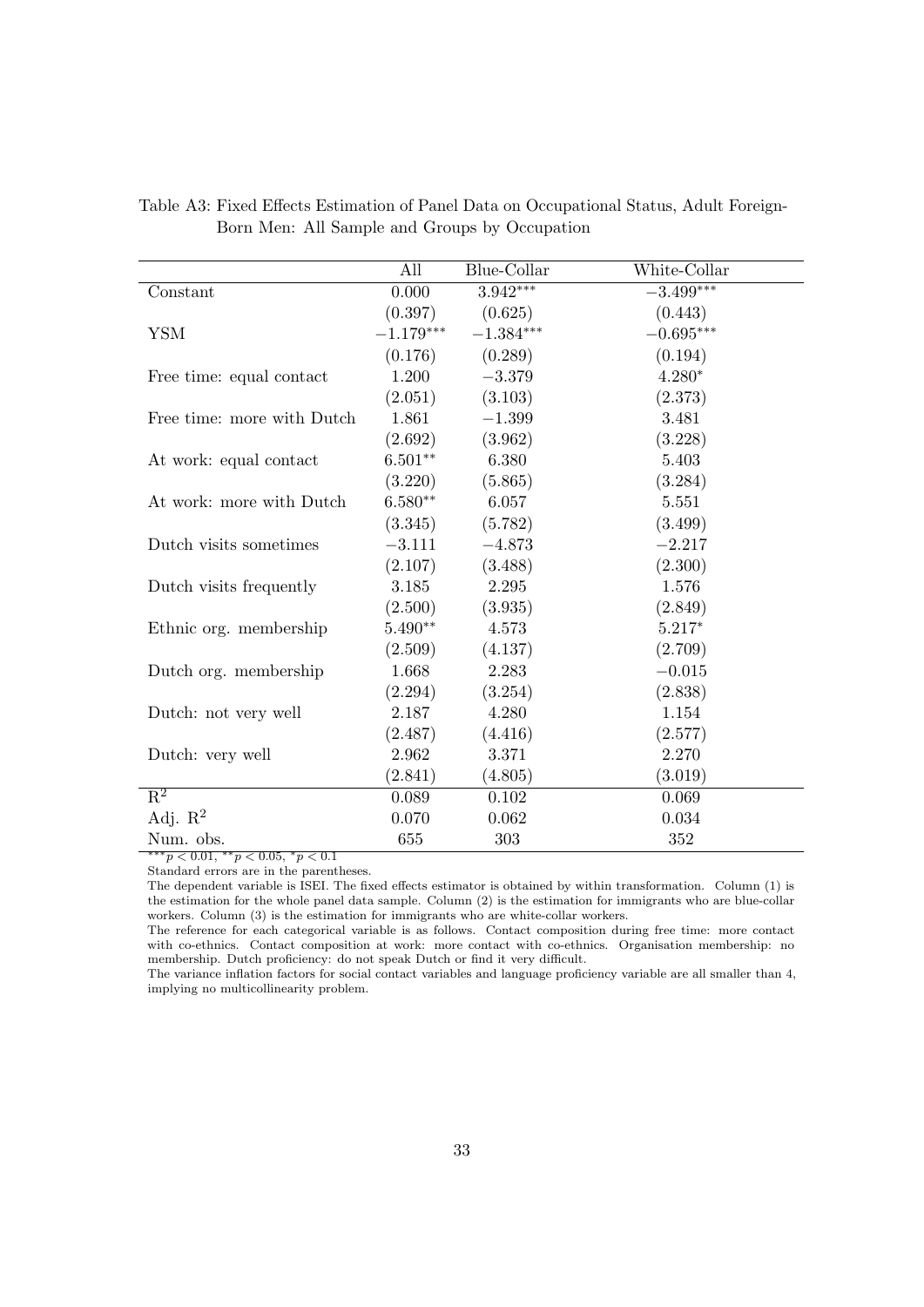Table A3: Fixed Effects Estimation of Panel Data on Occupational Status, Adult Foreign-Born Men: All Sample and Groups by Occupation

| | All | Blue-Collar | White-Collar |
|---|---|---|---|
| Constant | 0.000 | $3.942^{***}$ | $-3.499^{***}$ |
| | (0.397) | (0.625) | (0.443) |
| YSM | $-1.179^{***}$ | $-1.384^{***}$ | $-0.695^{***}$ |
| | (0.176) | (0.289) | (0.194) |
| Free time: equal contact | 1.200 | $-3.379$ | $4.280^{*}$ |
| | (2.051) | (3.103) | (2.373) |
| Free time: more with Dutch | 1.861 | $-1.399$ | 3.481 |
| | (2.692) | (3.962) | (3.228) |
| At work: equal contact | $6.501^{**}$ | 6.380 | 5.403 |
| | (3.220) | (5.865) | (3.284) |
| At work: more with Dutch | $6.580^{**}$ | 6.057 | 5.551 |
| | (3.345) | (5.782) | (3.499) |
| Dutch visits sometimes | $-3.111$ | $-4.873$ | $-2.217$ |
| | (2.107) | (3.488) | (2.300) |
| Dutch visits frequently | 3.185 | 2.295 | 1.576 |
| | (2.500) | (3.935) | (2.849) |
| Ethnic org. membership | $5.490^{**}$ | 4.573 | $5.217^{*}$ |
| | (2.509) | (4.137) | (2.709) |
| Dutch org. membership | 1.668 | 2.283 | $-0.015$ |
| | (2.294) | (3.254) | (2.838) |
| Dutch: not very well | 2.187 | 4.280 | 1.154 |
| | (2.487) | (4.416) | (2.577) |
| Dutch: very well | 2.962 | 3.371 | 2.270 |
| | (2.841) | (4.805) | (3.019) |
| $R^2$ | 0.089 | 0.102 | 0.069 |
| Adj. $R^2$ | 0.070 | 0.062 | 0.034 |
| Num. obs. | 655 | 303 | 352 |

$^{***}p < 0.01$, $^{**}p < 0.05$, $^{*}p < 0.1$

Standard errors are in the parentheses.

The dependent variable is ISEI. The fixed effects estimator is obtained by within transformation. Column (1) is the estimation for the whole panel data sample. Column (2) is the estimation for immigrants who are blue-collar workers. Column (3) is the estimation for immigrants who are white-collar workers.

The reference for each categorical variable is as follows. Contact composition during free time: more contact with co-ethnics. Contact composition at work: more contact with co-ethnics. Organisation membership: no membership. Dutch proficiency: do not speak Dutch or find it very difficult.

The variance inflation factors for social contact variables and language proficiency variable are all smaller than 4, implying no multicollinearity problem.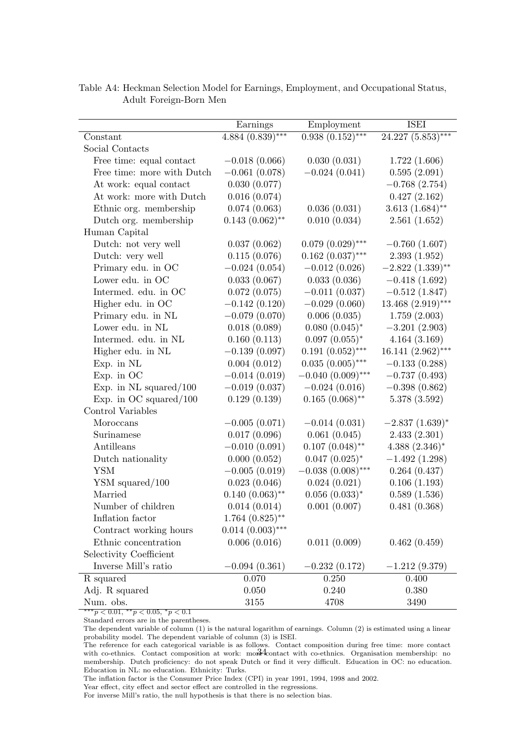Table A4: Heckman Selection Model for Earnings, Employment, and Occupational Status, Adult Foreign-Born Men

| | Earnings | Employment | ISEI |
|---|---|---|---|
| Constant | 4.884 (0.839)*** | 0.938 (0.152)*** | 24.227 (5.853)*** |
| Social Contacts | | | |
| Free time: equal contact | −0.018 (0.066) | 0.030 (0.031) | 1.722 (1.606) |
| Free time: more with Dutch | −0.061 (0.078) | −0.024 (0.041) | 0.595 (2.091) |
| At work: equal contact | 0.030 (0.077) | | −0.768 (2.754) |
| At work: more with Dutch | 0.016 (0.074) | | 0.427 (2.162) |
| Ethnic org. membership | 0.074 (0.063) | 0.036 (0.031) | 3.613 (1.684)** |
| Dutch org. membership | 0.143 (0.062)** | 0.010 (0.034) | 2.561 (1.652) |
| Human Capital | | | |
| Dutch: not very well | 0.037 (0.062) | 0.079 (0.029)*** | −0.760 (1.607) |
| Dutch: very well | 0.115 (0.076) | 0.162 (0.037)*** | 2.393 (1.952) |
| Primary edu. in OC | −0.024 (0.054) | −0.012 (0.026) | −2.822 (1.339)** |
| Lower edu. in OC | 0.033 (0.067) | 0.033 (0.036) | −0.418 (1.692) |
| Intermed. edu. in OC | 0.072 (0.075) | −0.011 (0.037) | −0.512 (1.847) |
| Higher edu. in OC | −0.142 (0.120) | −0.029 (0.060) | 13.468 (2.919)*** |
| Primary edu. in NL | −0.079 (0.070) | 0.006 (0.035) | 1.759 (2.003) |
| Lower edu. in NL | 0.018 (0.089) | 0.080 (0.045)* | −3.201 (2.903) |
| Intermed. edu. in NL | 0.160 (0.113) | 0.097 (0.055)* | 4.164 (3.169) |
| Higher edu. in NL | −0.139 (0.097) | 0.191 (0.052)*** | 16.141 (2.962)*** |
| Exp. in NL | 0.004 (0.012) | 0.035 (0.005)*** | −0.133 (0.288) |
| Exp. in OC | −0.014 (0.019) | −0.040 (0.009)*** | −0.737 (0.493) |
| Exp. in NL squared/100 | −0.019 (0.037) | −0.024 (0.016) | −0.398 (0.862) |
| Exp. in OC squared/100 | 0.129 (0.139) | 0.165 (0.068)** | 5.378 (3.592) |
| Control Variables | | | |
| Moroccans | −0.005 (0.071) | −0.014 (0.031) | −2.837 (1.639)* |
| Surinamese | 0.017 (0.096) | 0.061 (0.045) | 2.433 (2.301) |
| Antilleans | −0.010 (0.091) | 0.107 (0.048)** | 4.388 (2.346)* |
| Dutch nationality | 0.000 (0.052) | 0.047 (0.025)* | −1.492 (1.298) |
| YSM | −0.005 (0.019) | −0.038 (0.008)*** | 0.264 (0.437) |
| YSM squared/100 | 0.023 (0.046) | 0.024 (0.021) | 0.106 (1.193) |
| Married | 0.140 (0.063)** | 0.056 (0.033)* | 0.589 (1.536) |
| Number of children | 0.014 (0.014) | 0.001 (0.007) | 0.481 (0.368) |
| Inflation factor | 1.764 (0.825)** | | |
| Contract working hours | 0.014 (0.003)*** | | |
| Ethnic concentration | 0.006 (0.016) | 0.011 (0.009) | 0.462 (0.459) |
| Selectivity Coefficient | | | |
| Inverse Mill's ratio | −0.094 (0.361) | −0.232 (0.172) | −1.212 (9.379) |
| R squared | 0.070 | 0.250 | 0.400 |
| Adj. R squared | 0.050 | 0.240 | 0.380 |
| Num. obs. | 3155 | 4708 | 3490 |

***$p < 0.01$, **$p < 0.05$, *$p < 0.1$

Standard errors are in the parentheses.

The dependent variable of column (1) is the natural logarithm of earnings. Column (2) is estimated using a linear probability model. The dependent variable of column (3) is ISEI.

The reference for each categorical variable is as follows. Contact composition during free time: more contact with co-ethnics. Contact composition at work: more contact with co-ethnics. Organisation membership: no membership. Dutch proficiency: do not speak Dutch or find it very difficult. Education in OC: no education. Education in NL: no education. Ethnicity: Turks.

The inflation factor is the Consumer Price Index (CPI) in year 1991, 1994, 1998 and 2002.

Year effect, city effect and sector effect are controlled in the regressions.

For inverse Mill's ratio, the null hypothesis is that there is no selection bias.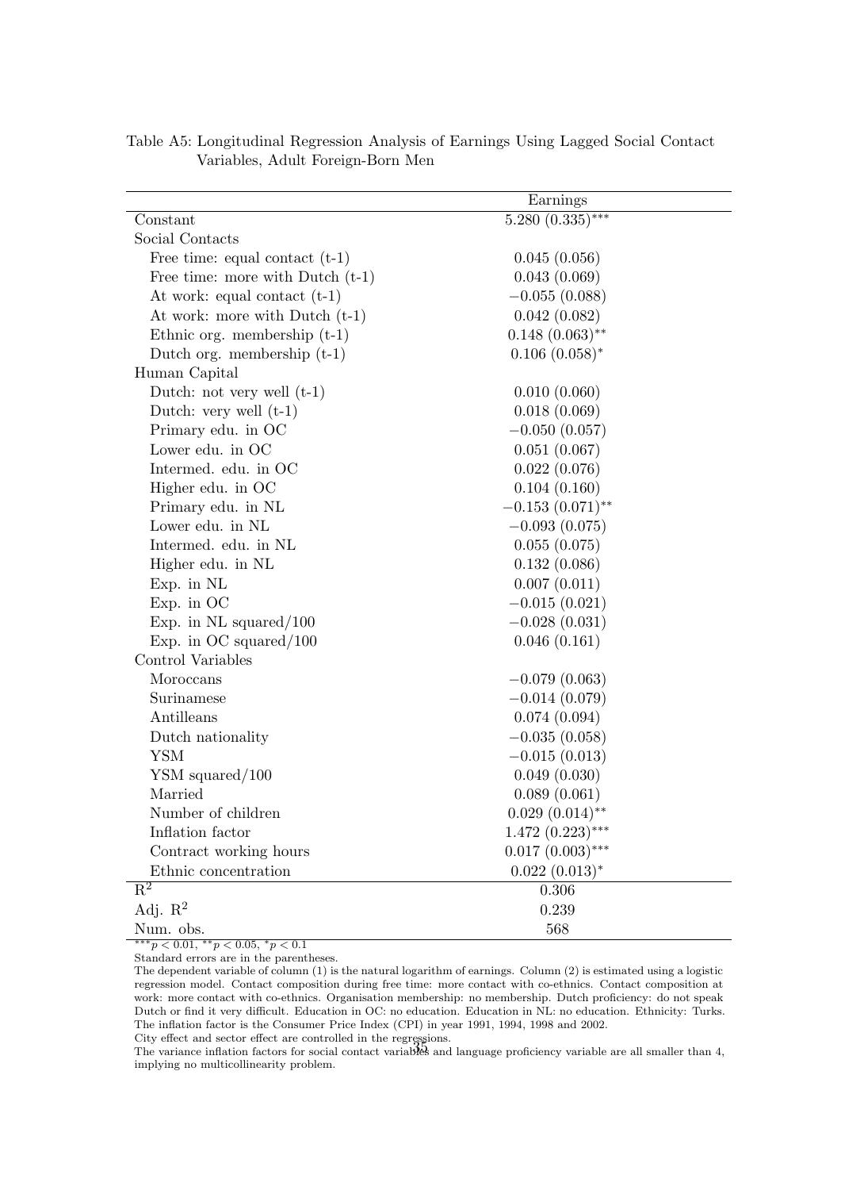Table A5: Longitudinal Regression Analysis of Earnings Using Lagged Social Contact Variables, Adult Foreign-Born Men

| | Earnings |
|---|---|
| Constant | $5.280\ (0.335)^{***}$ |
| Social Contacts | |
| Free time: equal contact (t-1) | 0.045 (0.056) |
| Free time: more with Dutch (t-1) | 0.043 (0.069) |
| At work: equal contact (t-1) | −0.055 (0.088) |
| At work: more with Dutch (t-1) | 0.042 (0.082) |
| Ethnic org. membership (t-1) | $0.148\ (0.063)^{**}$ |
| Dutch org. membership (t-1) | $0.106\ (0.058)^{*}$ |
| Human Capital | |
| Dutch: not very well (t-1) | 0.010 (0.060) |
| Dutch: very well (t-1) | 0.018 (0.069) |
| Primary edu. in OC | −0.050 (0.057) |
| Lower edu. in OC | 0.051 (0.067) |
| Intermed. edu. in OC | 0.022 (0.076) |
| Higher edu. in OC | 0.104 (0.160) |
| Primary edu. in NL | $-0.153\ (0.071)^{**}$ |
| Lower edu. in NL | −0.093 (0.075) |
| Intermed. edu. in NL | 0.055 (0.075) |
| Higher edu. in NL | 0.132 (0.086) |
| Exp. in NL | 0.007 (0.011) |
| Exp. in OC | −0.015 (0.021) |
| Exp. in NL squared/100 | −0.028 (0.031) |
| Exp. in OC squared/100 | 0.046 (0.161) |
| Control Variables | |
| Moroccans | −0.079 (0.063) |
| Surinamese | −0.014 (0.079) |
| Antilleans | 0.074 (0.094) |
| Dutch nationality | −0.035 (0.058) |
| YSM | −0.015 (0.013) |
| YSM squared/100 | 0.049 (0.030) |
| Married | 0.089 (0.061) |
| Number of children | $0.029\ (0.014)^{**}$ |
| Inflation factor | $1.472\ (0.223)^{***}$ |
| Contract working hours | $0.017\ (0.003)^{***}$ |
| Ethnic concentration | $0.022\ (0.013)^{*}$ |
| $R^2$ | 0.306 |
| Adj. $R^2$ | 0.239 |
| Num. obs. | 568 |

$^{***}p < 0.01$, $^{**}p < 0.05$, $^{*}p < 0.1$

Standard errors are in the parentheses.

The dependent variable of column (1) is the natural logarithm of earnings. Column (2) is estimated using a logistic regression model. Contact composition during free time: more contact with co-ethnics. Contact composition at work: more contact with co-ethnics. Organisation membership: no membership. Dutch proficiency: do not speak Dutch or find it very difficult. Education in OC: no education. Education in NL: no education. Ethnicity: Turks. The inflation factor is the Consumer Price Index (CPI) in year 1991, 1994, 1998 and 2002.

City effect and sector effect are controlled in the regressions.

The variance inflation factors for social contact variables and language proficiency variable are all smaller than 4, implying no multicollinearity problem.